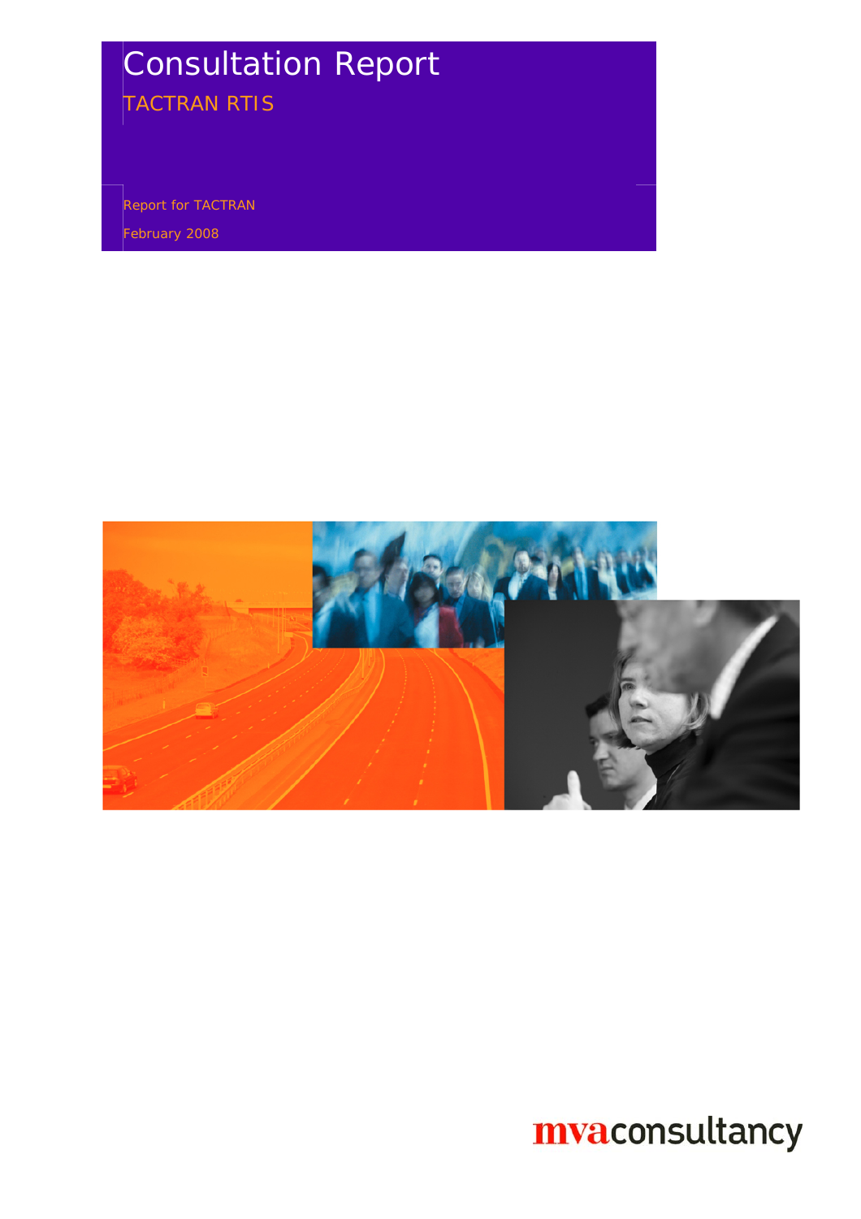# Consultation Report

## TACTRAN RTIS

Report for TACTRAN

February 2008

mvaconsultancy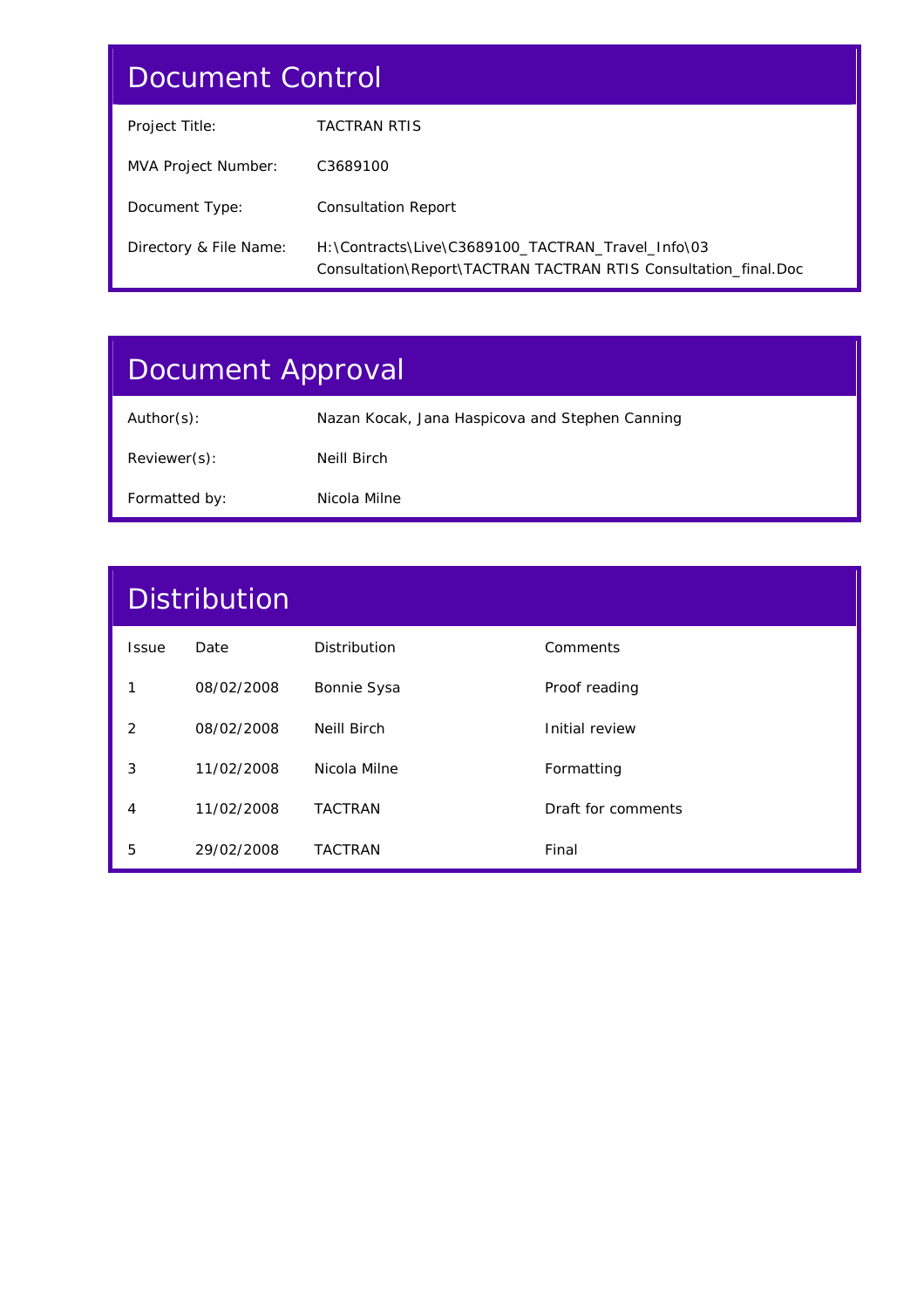## Document Control

| | |
|---|---|
| Project Title: | TACTRAN RTIS |
| MVA Project Number: | C3689100 |
| Document Type: | Consultation Report |
| Directory & File Name: | H:\Contracts\Live\C3689100_TACTRAN_Travel_Info\03 Consultation\Report\TACTRAN TACTRAN RTIS Consultation_final.Doc |

## Document Approval

| | |
|---|---|
| Author(s): | Nazan Kocak, Jana Haspicova and Stephen Canning |
| Reviewer(s): | Neill Birch |
| Formatted by: | Nicola Milne |

## Distribution

| Issue | Date | Distribution | Comments |
|---|---|---|---|
| 1 | 08/02/2008 | Bonnie Sysa | Proof reading |
| 2 | 08/02/2008 | Neill Birch | Initial review |
| 3 | 11/02/2008 | Nicola Milne | Formatting |
| 4 | 11/02/2008 | TACTRAN | Draft for comments |
| 5 | 29/02/2008 | TACTRAN | Final |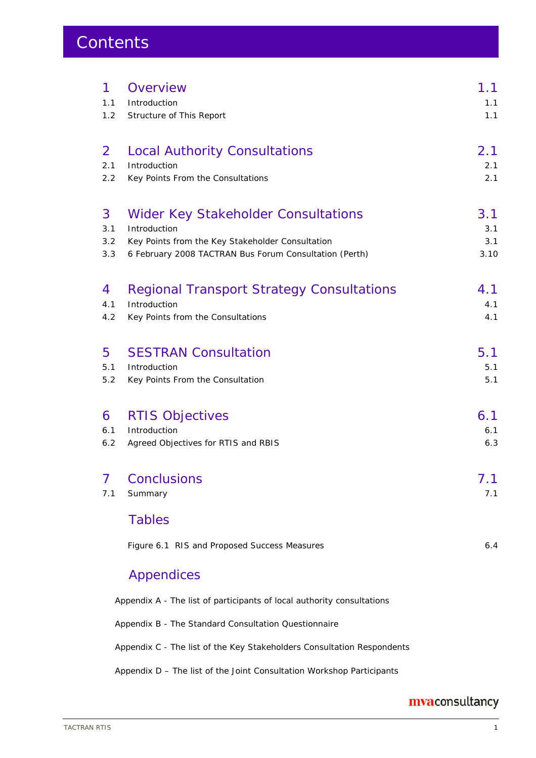# Contents

| | | |
|---|---|---|
| **1** | **Overview** | **1.1** |
| 1.1 | Introduction | 1.1 |
| 1.2 | Structure of This Report | 1.1 |
| **2** | **Local Authority Consultations** | **2.1** |
| 2.1 | Introduction | 2.1 |
| 2.2 | Key Points From the Consultations | 2.1 |
| **3** | **Wider Key Stakeholder Consultations** | **3.1** |
| 3.1 | Introduction | 3.1 |
| 3.2 | Key Points from the Key Stakeholder Consultation | 3.1 |
| 3.3 | 6 February 2008 TACTRAN Bus Forum Consultation (Perth) | 3.10 |
| **4** | **Regional Transport Strategy Consultations** | **4.1** |
| 4.1 | Introduction | 4.1 |
| 4.2 | Key Points from the Consultations | 4.1 |
| **5** | **SESTRAN Consultation** | **5.1** |
| 5.1 | Introduction | 5.1 |
| 5.2 | Key Points From the Consultation | 5.1 |
| **6** | **RTIS Objectives** | **6.1** |
| 6.1 | Introduction | 6.1 |
| 6.2 | Agreed Objectives for RTIS and RBIS | 6.3 |
| **7** | **Conclusions** | **7.1** |
| 7.1 | Summary | 7.1 |

## Tables

| | |
|---|---|
| Figure 6.1 RIS and Proposed Success Measures | 6.4 |

## Appendices

Appendix A - The list of participants of local authority consultations

Appendix B - The Standard Consultation Questionnaire

Appendix C - The list of the Key Stakeholders Consultation Respondents

Appendix D – The list of the Joint Consultation Workshop Participants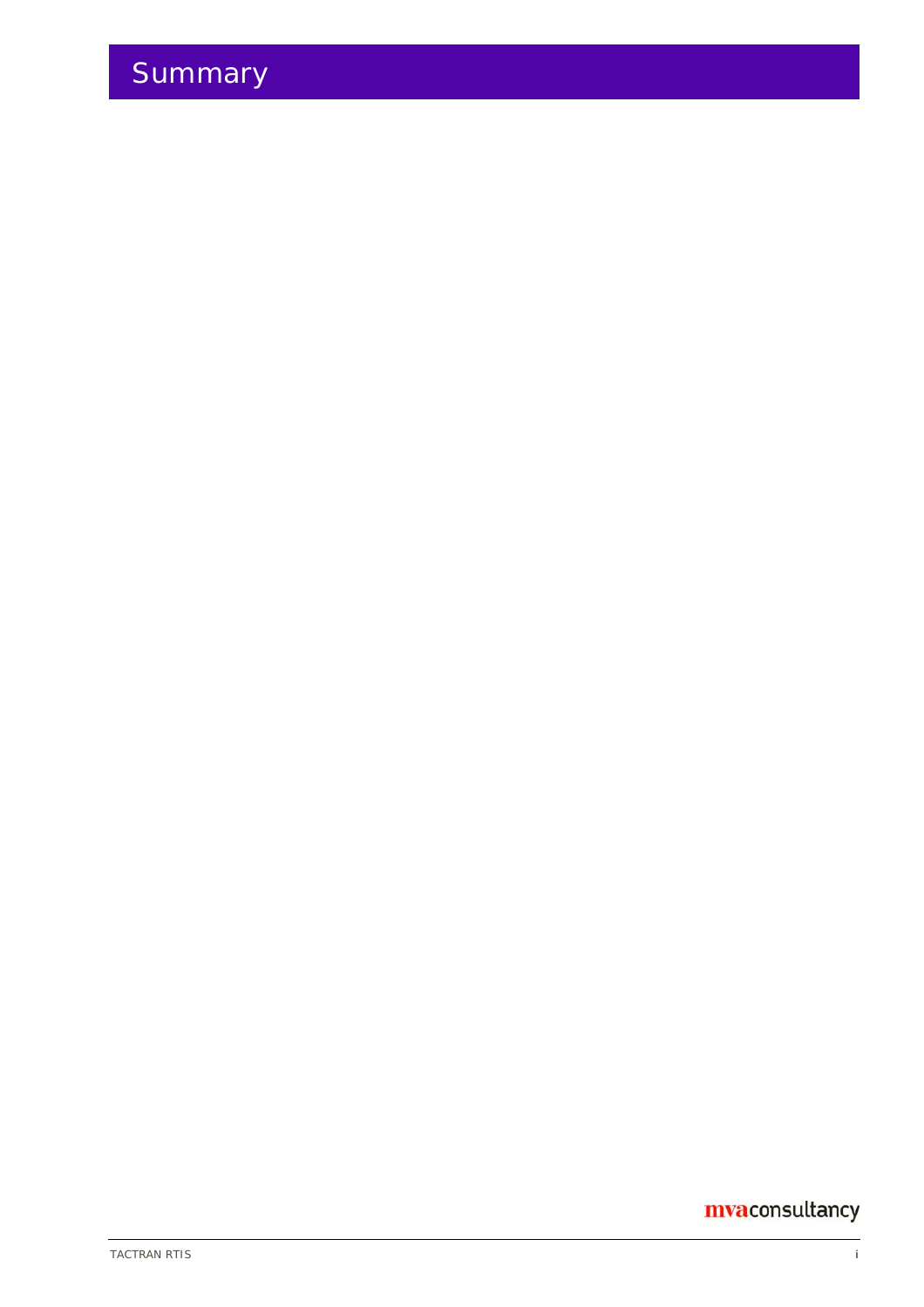# Summary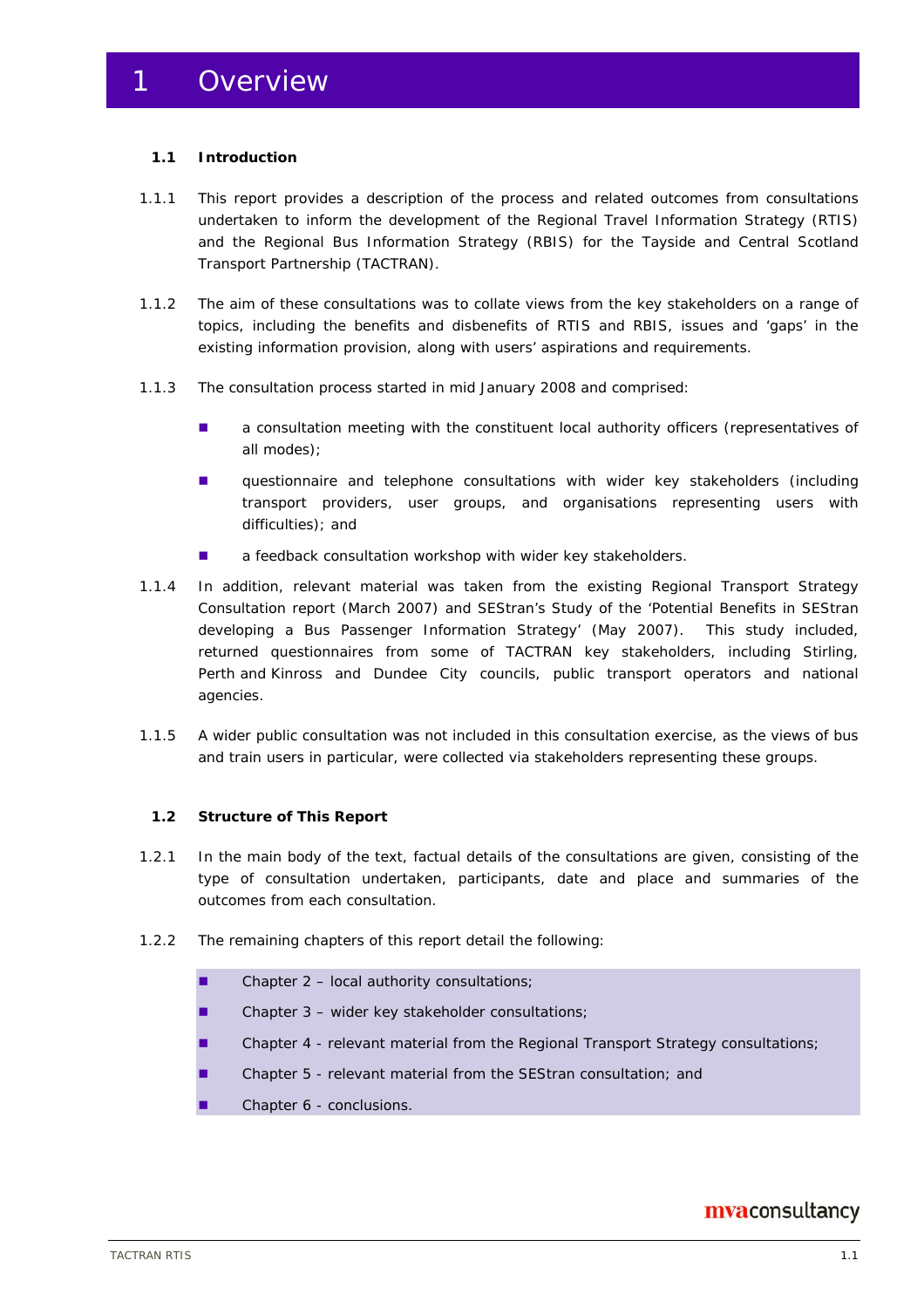# 1 Overview

## 1.1 Introduction

1.1.1 This report provides a description of the process and related outcomes from consultations undertaken to inform the development of the Regional Travel Information Strategy (RTIS) and the Regional Bus Information Strategy (RBIS) for the Tayside and Central Scotland Transport Partnership (TACTRAN).

1.1.2 The aim of these consultations was to collate views from the key stakeholders on a range of topics, including the benefits and disbenefits of RTIS and RBIS, issues and 'gaps' in the existing information provision, along with users' aspirations and requirements.

1.1.3 The consultation process started in mid January 2008 and comprised:

- a consultation meeting with the constituent local authority officers (representatives of all modes);
- questionnaire and telephone consultations with wider key stakeholders (including transport providers, user groups, and organisations representing users with difficulties); and
- a feedback consultation workshop with wider key stakeholders.

1.1.4 In addition, relevant material was taken from the existing Regional Transport Strategy Consultation report (March 2007) and SEStran's Study of the 'Potential Benefits in SEStran developing a Bus Passenger Information Strategy' (May 2007). This study included, returned questionnaires from some of TACTRAN key stakeholders, including Stirling, Perth and Kinross and Dundee City councils, public transport operators and national agencies.

1.1.5 A wider public consultation was not included in this consultation exercise, as the views of bus and train users in particular, were collected via stakeholders representing these groups.

## 1.2 Structure of This Report

1.2.1 In the main body of the text, factual details of the consultations are given, consisting of the type of consultation undertaken, participants, date and place and summaries of the outcomes from each consultation.

1.2.2 The remaining chapters of this report detail the following:

- Chapter 2 – local authority consultations;
- Chapter 3 – wider key stakeholder consultations;
- Chapter 4 - relevant material from the Regional Transport Strategy consultations;
- Chapter 5 - relevant material from the SEStran consultation; and
- Chapter 6 - conclusions.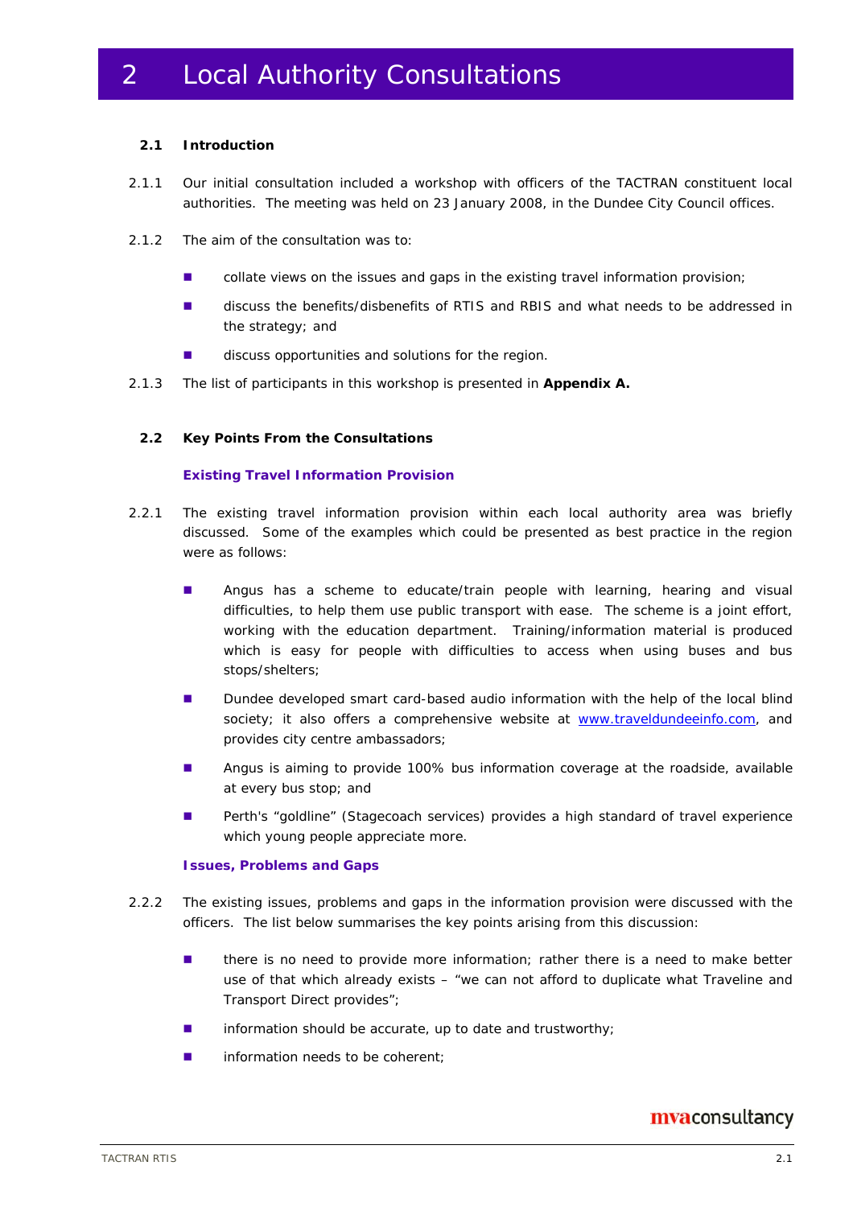# 2 Local Authority Consultations

## 2.1 Introduction

2.1.1 Our initial consultation included a workshop with officers of the TACTRAN constituent local authorities. The meeting was held on 23 January 2008, in the Dundee City Council offices.

2.1.2 The aim of the consultation was to:

- collate views on the issues and gaps in the existing travel information provision;
- discuss the benefits/disbenefits of RTIS and RBIS and what needs to be addressed in the strategy; and
- discuss opportunities and solutions for the region.

2.1.3 The list of participants in this workshop is presented in **Appendix A.**

## 2.2 Key Points From the Consultations

### Existing Travel Information Provision

2.2.1 The existing travel information provision within each local authority area was briefly discussed. Some of the examples which could be presented as best practice in the region were as follows:

- Angus has a scheme to educate/train people with learning, hearing and visual difficulties, to help them use public transport with ease. The scheme is a joint effort, working with the education department. Training/information material is produced which is easy for people with difficulties to access when using buses and bus stops/shelters;
- Dundee developed smart card-based audio information with the help of the local blind society; it also offers a comprehensive website at www.traveldundeeinfo.com, and provides city centre ambassadors;
- Angus is aiming to provide 100% bus information coverage at the roadside, available at every bus stop; and
- Perth's "goldline" (Stagecoach services) provides a high standard of travel experience which young people appreciate more.

### Issues, Problems and Gaps

2.2.2 The existing issues, problems and gaps in the information provision were discussed with the officers. The list below summarises the key points arising from this discussion:

- there is no need to provide more information; rather there is a need to make better use of that which already exists – "we can not afford to duplicate what Traveline and Transport Direct provides";
- information should be accurate, up to date and trustworthy;
- information needs to be coherent;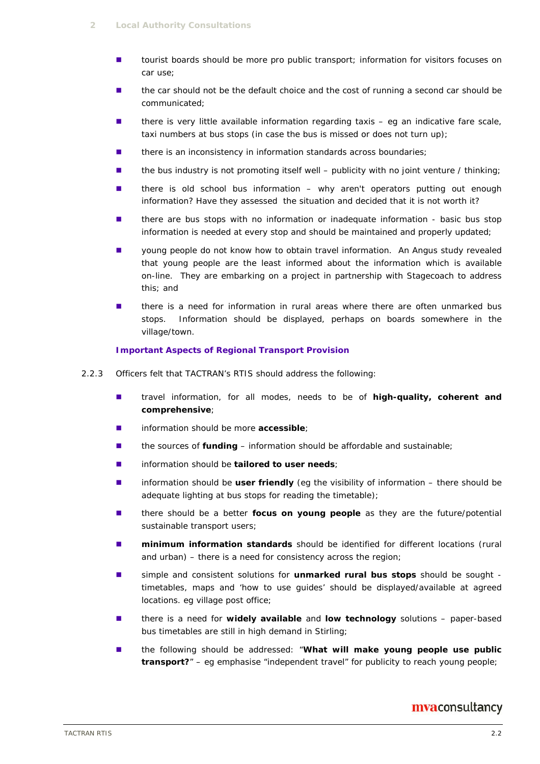- tourist boards should be more pro public transport; information for visitors focuses on car use;
- the car should not be the default choice and the cost of running a second car should be communicated;
- there is very little available information regarding taxis – eg an indicative fare scale, taxi numbers at bus stops (in case the bus is missed or does not turn up);
- there is an inconsistency in information standards across boundaries;
- the bus industry is not promoting itself well – publicity with no joint venture / thinking;
- there is old school bus information – why aren't operators putting out enough information? Have they assessed the situation and decided that it is not worth it?
- there are bus stops with no information or inadequate information - basic bus stop information is needed at every stop and should be maintained and properly updated;
- young people do not know how to obtain travel information. An Angus study revealed that young people are the least informed about the information which is available on-line. They are embarking on a project in partnership with Stagecoach to address this; and
- there is a need for information in rural areas where there are often unmarked bus stops. Information should be displayed, perhaps on boards somewhere in the village/town.

### Important Aspects of Regional Transport Provision

2.2.3 Officers felt that TACTRAN's RTIS should address the following:

- travel information, for all modes, needs to be of **high-quality, coherent and comprehensive**;
- information should be more **accessible**;
- the sources of **funding** – information should be affordable and sustainable;
- information should be **tailored to user needs**;
- information should be **user friendly** (eg the visibility of information – there should be adequate lighting at bus stops for reading the timetable);
- there should be a better **focus on young people** as they are the future/potential sustainable transport users;
- **minimum information standards** should be identified for different locations (rural and urban) – there is a need for consistency across the region;
- simple and consistent solutions for **unmarked rural bus stops** should be sought - timetables, maps and 'how to use guides' should be displayed/available at agreed locations. eg village post office;
- there is a need for **widely available** and **low technology** solutions – paper-based bus timetables are still in high demand in Stirling;
- the following should be addressed: "**What will make young people use public transport?**" – eg emphasise "independent travel" for publicity to reach young people;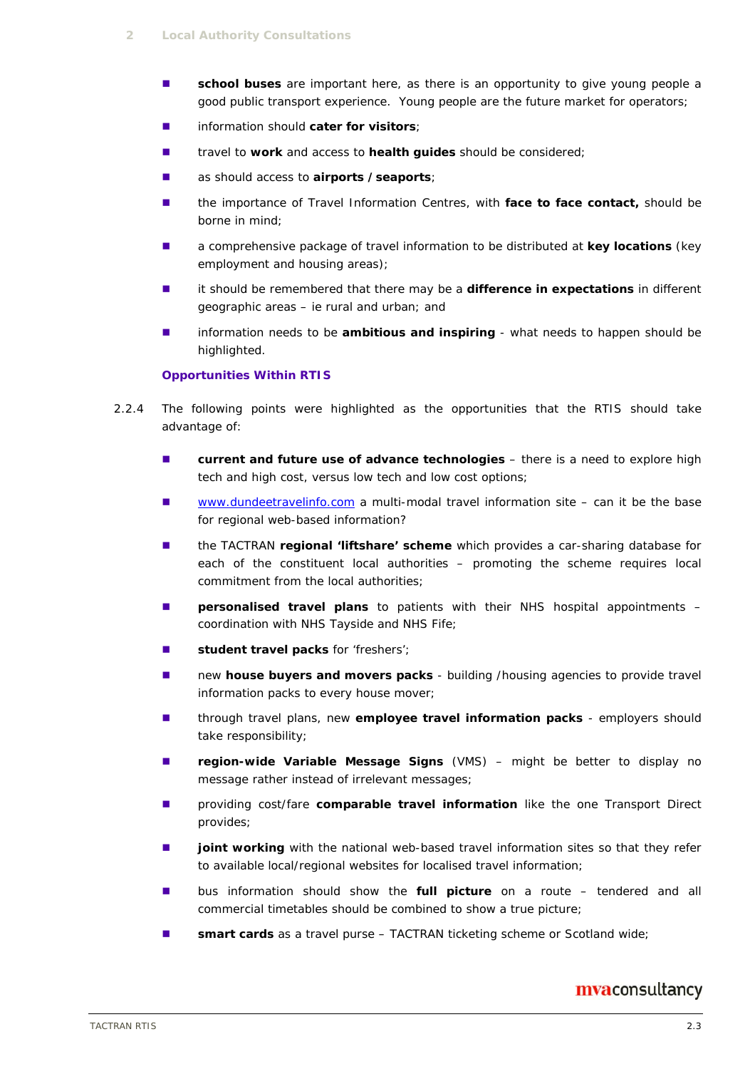- **school buses** are important here, as there is an opportunity to give young people a good public transport experience.  Young people are the future market for operators;
- information should **cater for visitors**;
- travel to **work** and access to **health guides** should be considered;
- as should access to **airports / seaports**;
- the importance of Travel Information Centres, with **face to face contact,** should be borne in mind;
- a comprehensive package of travel information to be distributed at **key locations** (key employment and housing areas);
- it should be remembered that there may be a **difference in expectations** in different geographic areas – ie rural and urban; and
- information needs to be **ambitious and inspiring** - what needs to happen should be highlighted.

### Opportunities Within RTIS

2.2.4 The following points were highlighted as the opportunities that the RTIS should take advantage of:

- **current and future use of advance technologies** – there is a need to explore high tech and high cost, versus low tech and low cost options;
- www.dundeetravelinfo.com a multi-modal travel information site – can it be the base for regional web-based information?
- the TACTRAN **regional 'liftshare' scheme** which provides a car-sharing database for each of the constituent local authorities – promoting the scheme requires local commitment from the local authorities;
- **personalised travel plans** to patients with their NHS hospital appointments – coordination with NHS Tayside and NHS Fife;
- **student travel packs** for 'freshers';
- new **house buyers and movers packs** - building /housing agencies to provide travel information packs to every house mover;
- through travel plans, new **employee travel information packs** - employers should take responsibility;
- **region-wide Variable Message Signs** (VMS) – might be better to display no message rather instead of irrelevant messages;
- providing cost/fare **comparable travel information** like the one Transport Direct provides;
- **joint working** with the national web-based travel information sites so that they refer to available local/regional websites for localised travel information;
- bus information should show the **full picture** on a route – tendered and all commercial timetables should be combined to show a true picture;
- **smart cards** as a travel purse – TACTRAN ticketing scheme or Scotland wide;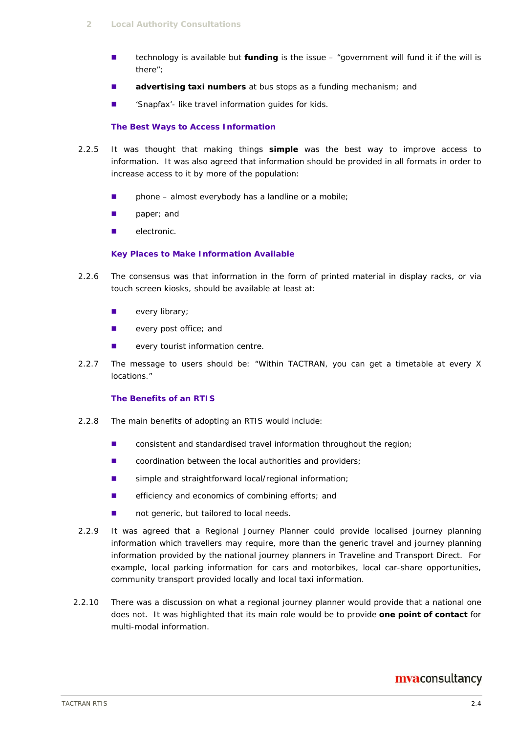- technology is available but **funding** is the issue – "government will fund it if the will is there";
- **advertising taxi numbers** at bus stops as a funding mechanism; and
- 'Snapfax'- like travel information guides for kids.

### The Best Ways to Access Information

2.2.5 It was thought that making things **simple** was the best way to improve access to information. It was also agreed that information should be provided in all formats in order to increase access to it by more of the population:

- phone – almost everybody has a landline or a mobile;
- paper; and
- electronic.

### Key Places to Make Information Available

2.2.6 The consensus was that information in the form of printed material in display racks, or via touch screen kiosks, should be available at least at:

- every library;
- every post office; and
- every tourist information centre.

2.2.7 The message to users should be: "Within TACTRAN, you can get a timetable at every X locations."

### The Benefits of an RTIS

2.2.8 The main benefits of adopting an RTIS would include:

- consistent and standardised travel information throughout the region;
- coordination between the local authorities and providers;
- simple and straightforward local/regional information;
- efficiency and economics of combining efforts; and
- not generic, but tailored to local needs.

2.2.9 It was agreed that a Regional Journey Planner could provide localised journey planning information which travellers may require, more than the generic travel and journey planning information provided by the national journey planners in Traveline and Transport Direct. For example, local parking information for cars and motorbikes, local car-share opportunities, community transport provided locally and local taxi information.

2.2.10 There was a discussion on what a regional journey planner would provide that a national one does not. It was highlighted that its main role would be to provide **one point of contact** for multi-modal information.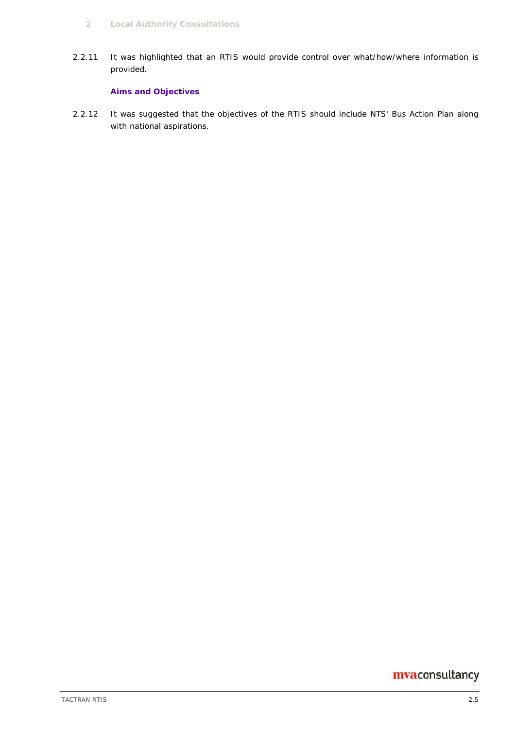2.2.11 It was highlighted that an RTIS would provide control over what/how/where information is provided.

### Aims and Objectives

2.2.12 It was suggested that the objectives of the RTIS should include NTS' Bus Action Plan along with national aspirations.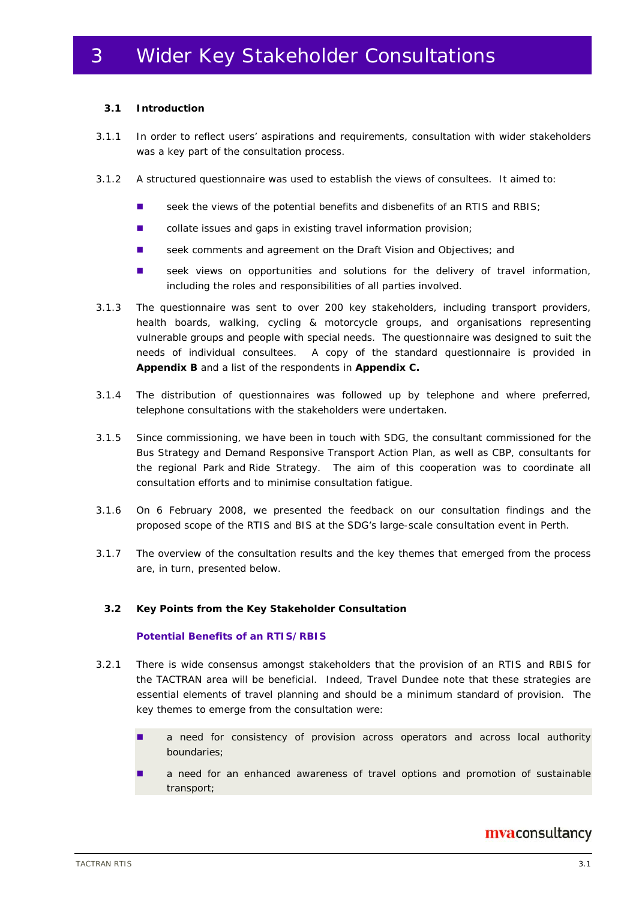# 3 Wider Key Stakeholder Consultations

## 3.1 Introduction

3.1.1 In order to reflect users' aspirations and requirements, consultation with wider stakeholders was a key part of the consultation process.

3.1.2 A structured questionnaire was used to establish the views of consultees. It aimed to:

- seek the views of the potential benefits and disbenefits of an RTIS and RBIS;
- collate issues and gaps in existing travel information provision;
- seek comments and agreement on the Draft Vision and Objectives; and
- seek views on opportunities and solutions for the delivery of travel information, including the roles and responsibilities of all parties involved.

3.1.3 The questionnaire was sent to over 200 key stakeholders, including transport providers, health boards, walking, cycling & motorcycle groups, and organisations representing vulnerable groups and people with special needs. The questionnaire was designed to suit the needs of individual consultees. A copy of the standard questionnaire is provided in **Appendix B** and a list of the respondents in **Appendix C.**

3.1.4 The distribution of questionnaires was followed up by telephone and where preferred, telephone consultations with the stakeholders were undertaken.

3.1.5 Since commissioning, we have been in touch with SDG, the consultant commissioned for the Bus Strategy and Demand Responsive Transport Action Plan, as well as CBP, consultants for the regional Park and Ride Strategy. The aim of this cooperation was to coordinate all consultation efforts and to minimise consultation fatigue.

3.1.6 On 6 February 2008, we presented the feedback on our consultation findings and the proposed scope of the RTIS and BIS at the SDG's large-scale consultation event in Perth.

3.1.7 The overview of the consultation results and the key themes that emerged from the process are, in turn, presented below.

## 3.2 Key Points from the Key Stakeholder Consultation

### Potential Benefits of an RTIS/RBIS

3.2.1 There is wide consensus amongst stakeholders that the provision of an RTIS and RBIS for the TACTRAN area will be beneficial. Indeed, Travel Dundee note that these strategies are essential elements of travel planning and should be a minimum standard of provision. The key themes to emerge from the consultation were:

- a need for consistency of provision across operators and across local authority boundaries;
- a need for an enhanced awareness of travel options and promotion of sustainable transport;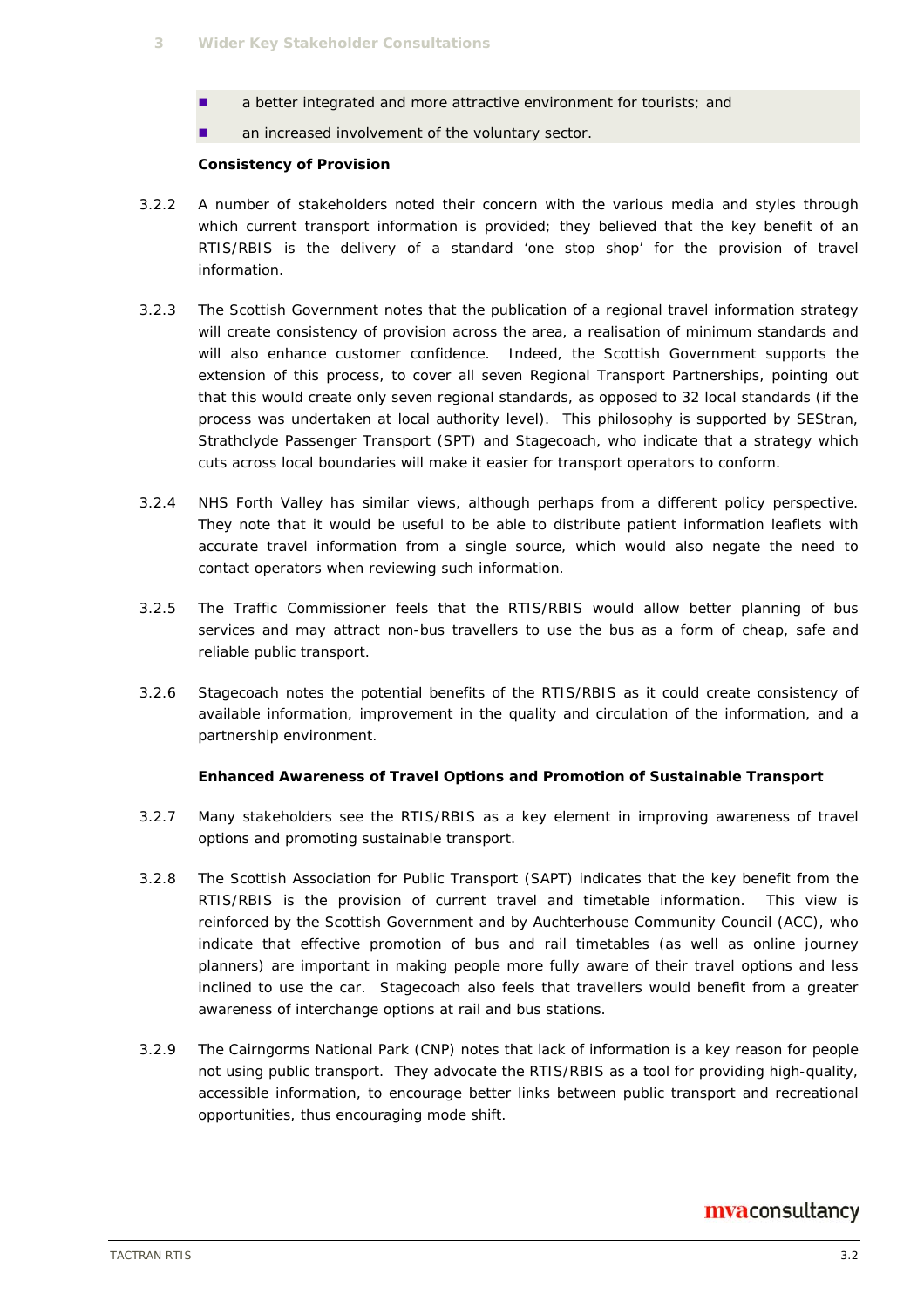- a better integrated and more attractive environment for tourists; and
- an increased involvement of the voluntary sector.

**Consistency of Provision**

3.2.2 A number of stakeholders noted their concern with the various media and styles through which current transport information is provided; they believed that the key benefit of an RTIS/RBIS is the delivery of a standard 'one stop shop' for the provision of travel information.

3.2.3 The Scottish Government notes that the publication of a regional travel information strategy will create consistency of provision across the area, a realisation of minimum standards and will also enhance customer confidence. Indeed, the Scottish Government supports the extension of this process, to cover all seven Regional Transport Partnerships, pointing out that this would create only seven regional standards, as opposed to 32 local standards (if the process was undertaken at local authority level). This philosophy is supported by SEStran, Strathclyde Passenger Transport (SPT) and Stagecoach, who indicate that a strategy which cuts across local boundaries will make it easier for transport operators to conform.

3.2.4 NHS Forth Valley has similar views, although perhaps from a different policy perspective. They note that it would be useful to be able to distribute patient information leaflets with accurate travel information from a single source, which would also negate the need to contact operators when reviewing such information.

3.2.5 The Traffic Commissioner feels that the RTIS/RBIS would allow better planning of bus services and may attract non-bus travellers to use the bus as a form of cheap, safe and reliable public transport.

3.2.6 Stagecoach notes the potential benefits of the RTIS/RBIS as it could create consistency of available information, improvement in the quality and circulation of the information, and a partnership environment.

**Enhanced Awareness of Travel Options and Promotion of Sustainable Transport**

3.2.7 Many stakeholders see the RTIS/RBIS as a key element in improving awareness of travel options and promoting sustainable transport.

3.2.8 The Scottish Association for Public Transport (SAPT) indicates that the key benefit from the RTIS/RBIS is the provision of current travel and timetable information. This view is reinforced by the Scottish Government and by Auchterhouse Community Council (ACC), who indicate that effective promotion of bus and rail timetables (as well as online journey planners) are important in making people more fully aware of their travel options and less inclined to use the car. Stagecoach also feels that travellers would benefit from a greater awareness of interchange options at rail and bus stations.

3.2.9 The Cairngorms National Park (CNP) notes that lack of information is a key reason for people not using public transport. They advocate the RTIS/RBIS as a tool for providing high-quality, accessible information, to encourage better links between public transport and recreational opportunities, thus encouraging mode shift.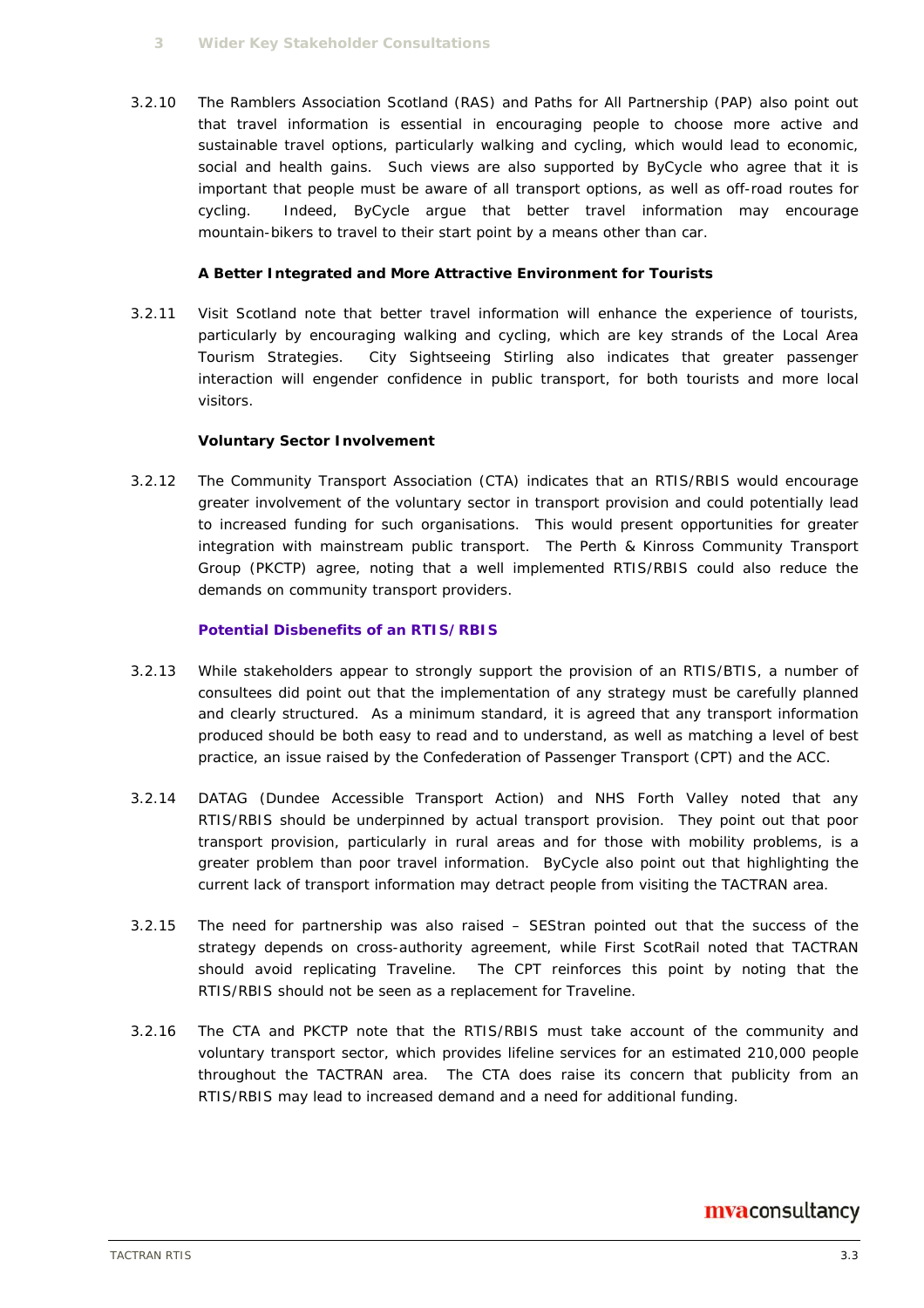3.2.10 The Ramblers Association Scotland (RAS) and Paths for All Partnership (PAP) also point out that travel information is essential in encouraging people to choose more active and sustainable travel options, particularly walking and cycling, which would lead to economic, social and health gains. Such views are also supported by ByCycle who agree that it is important that people must be aware of all transport options, as well as off-road routes for cycling. Indeed, ByCycle argue that better travel information may encourage mountain-bikers to travel to their start point by a means other than car.

**A Better Integrated and More Attractive Environment for Tourists**

3.2.11 Visit Scotland note that better travel information will enhance the experience of tourists, particularly by encouraging walking and cycling, which are key strands of the Local Area Tourism Strategies. City Sightseeing Stirling also indicates that greater passenger interaction will engender confidence in public transport, for both tourists and more local visitors.

**Voluntary Sector Involvement**

3.2.12 The Community Transport Association (CTA) indicates that an RTIS/RBIS would encourage greater involvement of the voluntary sector in transport provision and could potentially lead to increased funding for such organisations. This would present opportunities for greater integration with mainstream public transport. The Perth & Kinross Community Transport Group (PKCTP) agree, noting that a well implemented RTIS/RBIS could also reduce the demands on community transport providers.

### Potential Disbenefits of an RTIS/RBIS

3.2.13 While stakeholders appear to strongly support the provision of an RTIS/BTIS, a number of consultees did point out that the implementation of any strategy must be carefully planned and clearly structured. As a minimum standard, it is agreed that any transport information produced should be both easy to read and to understand, as well as matching a level of best practice, an issue raised by the Confederation of Passenger Transport (CPT) and the ACC.

3.2.14 DATAG (Dundee Accessible Transport Action) and NHS Forth Valley noted that any RTIS/RBIS should be underpinned by actual transport provision. They point out that poor transport provision, particularly in rural areas and for those with mobility problems, is a greater problem than poor travel information. ByCycle also point out that highlighting the current lack of transport information may detract people from visiting the TACTRAN area.

3.2.15 The need for partnership was also raised – SEStran pointed out that the success of the strategy depends on cross-authority agreement, while First ScotRail noted that TACTRAN should avoid replicating Traveline. The CPT reinforces this point by noting that the RTIS/RBIS should not be seen as a replacement for Traveline.

3.2.16 The CTA and PKCTP note that the RTIS/RBIS must take account of the community and voluntary transport sector, which provides lifeline services for an estimated 210,000 people throughout the TACTRAN area. The CTA does raise its concern that publicity from an RTIS/RBIS may lead to increased demand and a need for additional funding.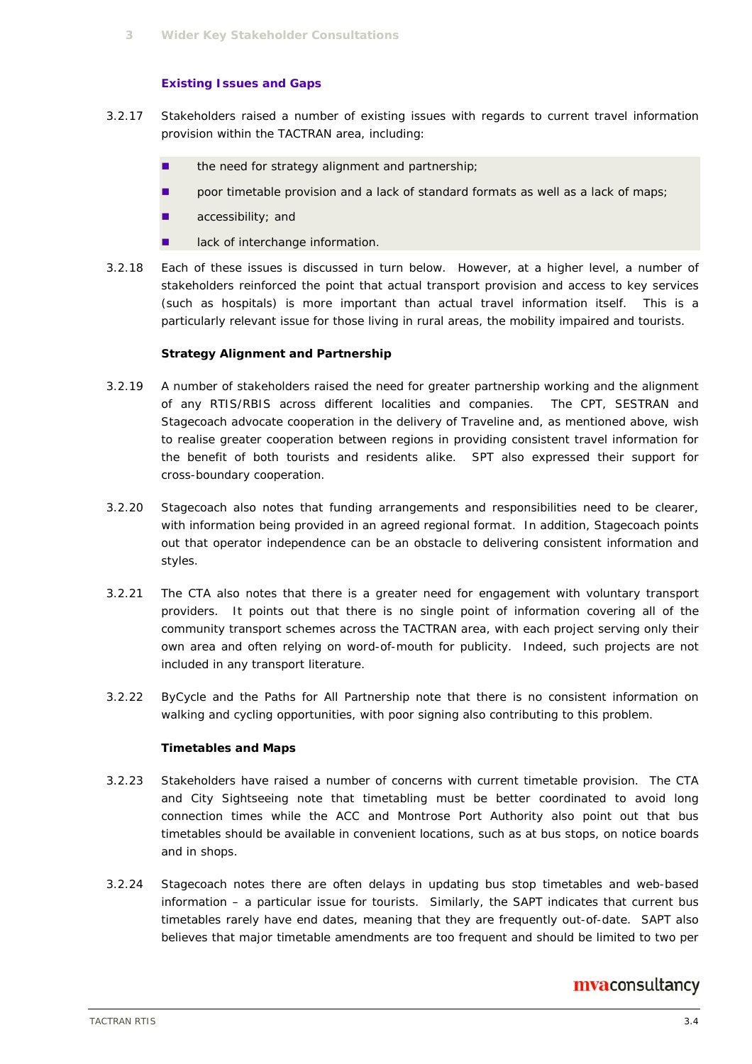### Existing Issues and Gaps

3.2.17 Stakeholders raised a number of existing issues with regards to current travel information provision within the TACTRAN area, including:

- the need for strategy alignment and partnership;
- poor timetable provision and a lack of standard formats as well as a lack of maps;
- accessibility; and
- lack of interchange information.

3.2.18 Each of these issues is discussed in turn below. However, at a higher level, a number of stakeholders reinforced the point that actual transport provision and access to key services (such as hospitals) is more important than actual travel information itself. This is a particularly relevant issue for those living in rural areas, the mobility impaired and tourists.

#### Strategy Alignment and Partnership

3.2.19 A number of stakeholders raised the need for greater partnership working and the alignment of any RTIS/RBIS across different localities and companies. The CPT, SESTRAN and Stagecoach advocate cooperation in the delivery of Traveline and, as mentioned above, wish to realise greater cooperation between regions in providing consistent travel information for the benefit of both tourists and residents alike. SPT also expressed their support for cross-boundary cooperation.

3.2.20 Stagecoach also notes that funding arrangements and responsibilities need to be clearer, with information being provided in an agreed regional format. In addition, Stagecoach points out that operator independence can be an obstacle to delivering consistent information and styles.

3.2.21 The CTA also notes that there is a greater need for engagement with voluntary transport providers. It points out that there is no single point of information covering all of the community transport schemes across the TACTRAN area, with each project serving only their own area and often relying on word-of-mouth for publicity. Indeed, such projects are not included in any transport literature.

3.2.22 ByCycle and the Paths for All Partnership note that there is no consistent information on walking and cycling opportunities, with poor signing also contributing to this problem.

#### Timetables and Maps

3.2.23 Stakeholders have raised a number of concerns with current timetable provision. The CTA and City Sightseeing note that timetabling must be better coordinated to avoid long connection times while the ACC and Montrose Port Authority also point out that bus timetables should be available in convenient locations, such as at bus stops, on notice boards and in shops.

3.2.24 Stagecoach notes there are often delays in updating bus stop timetables and web-based information – a particular issue for tourists. Similarly, the SAPT indicates that current bus timetables rarely have end dates, meaning that they are frequently out-of-date. SAPT also believes that major timetable amendments are too frequent and should be limited to two per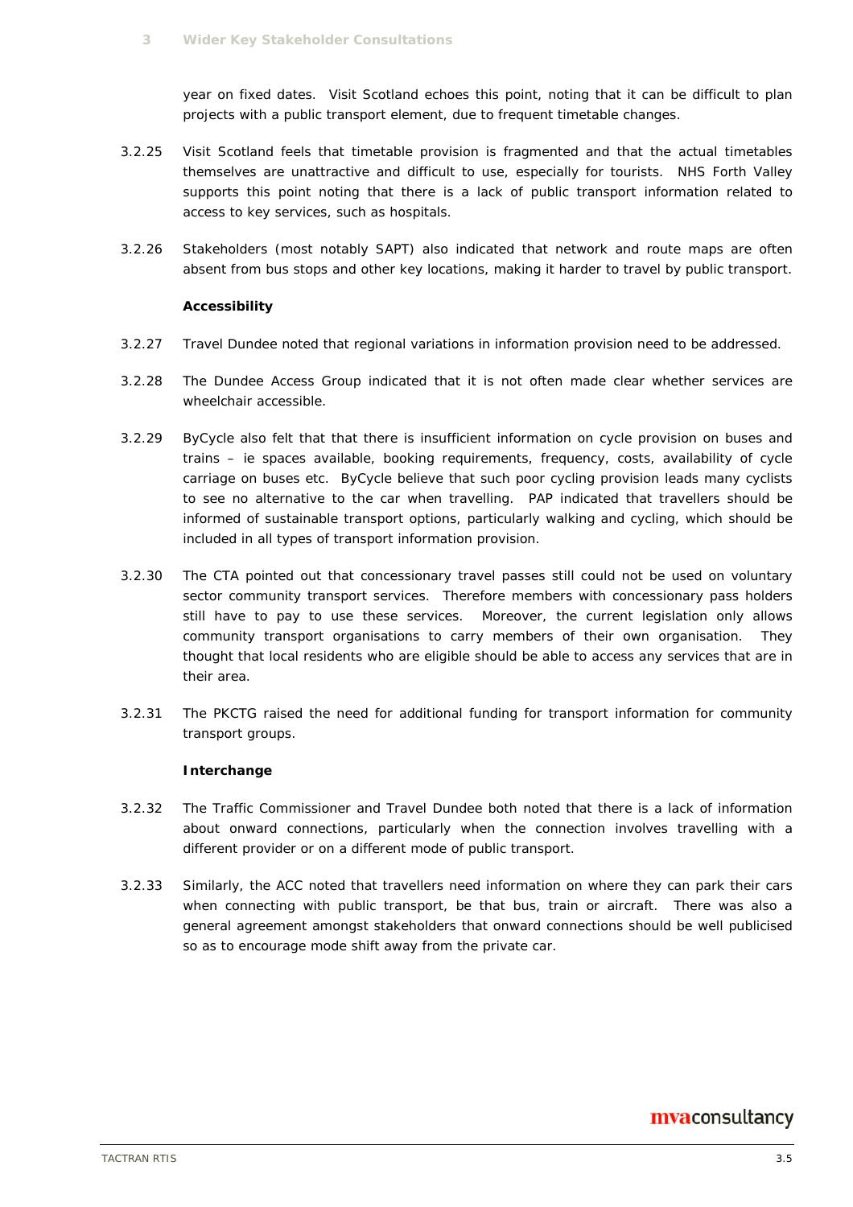year on fixed dates. Visit Scotland echoes this point, noting that it can be difficult to plan projects with a public transport element, due to frequent timetable changes.

3.2.25 Visit Scotland feels that timetable provision is fragmented and that the actual timetables themselves are unattractive and difficult to use, especially for tourists. NHS Forth Valley supports this point noting that there is a lack of public transport information related to access to key services, such as hospitals.

3.2.26 Stakeholders (most notably SAPT) also indicated that network and route maps are often absent from bus stops and other key locations, making it harder to travel by public transport.

**Accessibility**

3.2.27 Travel Dundee noted that regional variations in information provision need to be addressed.

3.2.28 The Dundee Access Group indicated that it is not often made clear whether services are wheelchair accessible.

3.2.29 ByCycle also felt that that there is insufficient information on cycle provision on buses and trains – ie spaces available, booking requirements, frequency, costs, availability of cycle carriage on buses etc. ByCycle believe that such poor cycling provision leads many cyclists to see no alternative to the car when travelling. PAP indicated that travellers should be informed of sustainable transport options, particularly walking and cycling, which should be included in all types of transport information provision.

3.2.30 The CTA pointed out that concessionary travel passes still could not be used on voluntary sector community transport services. Therefore members with concessionary pass holders still have to pay to use these services. Moreover, the current legislation only allows community transport organisations to carry members of their own organisation. They thought that local residents who are eligible should be able to access any services that are in their area.

3.2.31 The PKCTG raised the need for additional funding for transport information for community transport groups.

**Interchange**

3.2.32 The Traffic Commissioner and Travel Dundee both noted that there is a lack of information about onward connections, particularly when the connection involves travelling with a different provider or on a different mode of public transport.

3.2.33 Similarly, the ACC noted that travellers need information on where they can park their cars when connecting with public transport, be that bus, train or aircraft. There was also a general agreement amongst stakeholders that onward connections should be well publicised so as to encourage mode shift away from the private car.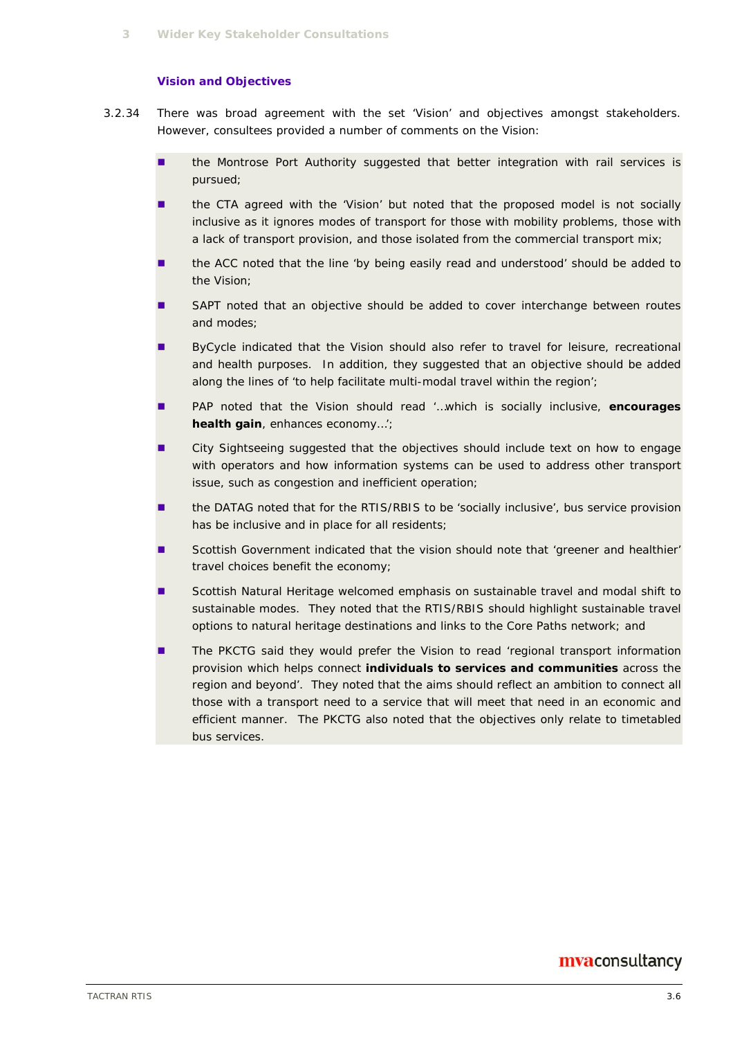### Vision and Objectives

3.2.34 There was broad agreement with the set 'Vision' and objectives amongst stakeholders. However, consultees provided a number of comments on the Vision:

- the Montrose Port Authority suggested that better integration with rail services is pursued;
- the CTA agreed with the 'Vision' but noted that the proposed model is not socially inclusive as it ignores modes of transport for those with mobility problems, those with a lack of transport provision, and those isolated from the commercial transport mix;
- the ACC noted that the line 'by being easily read and understood' should be added to the Vision;
- SAPT noted that an objective should be added to cover interchange between routes and modes;
- ByCycle indicated that the Vision should also refer to travel for leisure, recreational and health purposes. In addition, they suggested that an objective should be added along the lines of 'to help facilitate multi-modal travel within the region';
- PAP noted that the Vision should read '…which is socially inclusive, **encourages health gain**, enhances economy…';
- City Sightseeing suggested that the objectives should include text on how to engage with operators and how information systems can be used to address other transport issue, such as congestion and inefficient operation;
- the DATAG noted that for the RTIS/RBIS to be 'socially inclusive', bus service provision has be inclusive and in place for all residents;
- Scottish Government indicated that the vision should note that 'greener and healthier' travel choices benefit the economy;
- Scottish Natural Heritage welcomed emphasis on sustainable travel and modal shift to sustainable modes. They noted that the RTIS/RBIS should highlight sustainable travel options to natural heritage destinations and links to the Core Paths network; and
- The PKCTG said they would prefer the Vision to read 'regional transport information provision which helps connect **individuals to services and communities** across the region and beyond'. They noted that the aims should reflect an ambition to connect all those with a transport need to a service that will meet that need in an economic and efficient manner. The PKCTG also noted that the objectives only relate to timetabled bus services.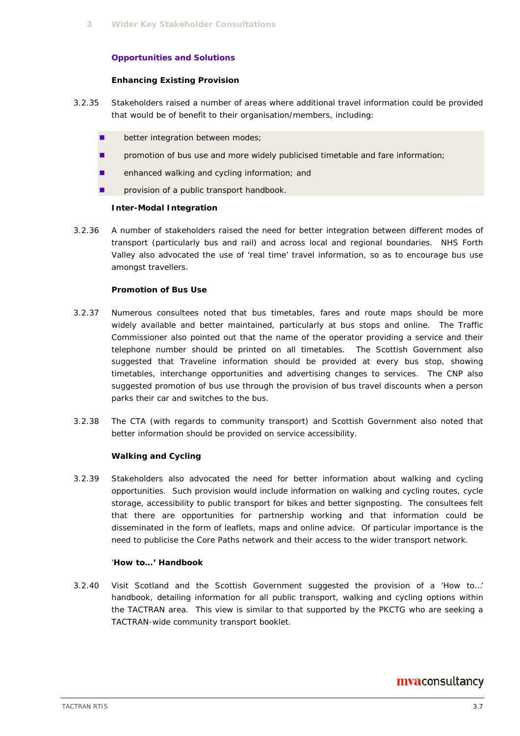### Opportunities and Solutions

#### Enhancing Existing Provision

3.2.35 Stakeholders raised a number of areas where additional travel information could be provided that would be of benefit to their organisation/members, including:

- better integration between modes;
- promotion of bus use and more widely publicised timetable and fare information;
- enhanced walking and cycling information; and
- provision of a public transport handbook.

#### Inter-Modal Integration

3.2.36 A number of stakeholders raised the need for better integration between different modes of transport (particularly bus and rail) and across local and regional boundaries. NHS Forth Valley also advocated the use of 'real time' travel information, so as to encourage bus use amongst travellers.

#### Promotion of Bus Use

3.2.37 Numerous consultees noted that bus timetables, fares and route maps should be more widely available and better maintained, particularly at bus stops and online. The Traffic Commissioner also pointed out that the name of the operator providing a service and their telephone number should be printed on all timetables. The Scottish Government also suggested that Traveline information should be provided at every bus stop, showing timetables, interchange opportunities and advertising changes to services. The CNP also suggested promotion of bus use through the provision of bus travel discounts when a person parks their car and switches to the bus.

3.2.38 The CTA (with regards to community transport) and Scottish Government also noted that better information should be provided on service accessibility.

#### Walking and Cycling

3.2.39 Stakeholders also advocated the need for better information about walking and cycling opportunities. Such provision would include information on walking and cycling routes, cycle storage, accessibility to public transport for bikes and better signposting. The consultees felt that there are opportunities for partnership working and that information could be disseminated in the form of leaflets, maps and online advice. Of particular importance is the need to publicise the Core Paths network and their access to the wider transport network.

#### 'How to…' Handbook

3.2.40 Visit Scotland and the Scottish Government suggested the provision of a 'How to…' handbook, detailing information for all public transport, walking and cycling options within the TACTRAN area. This view is similar to that supported by the PKCTG who are seeking a TACTRAN-wide community transport booklet.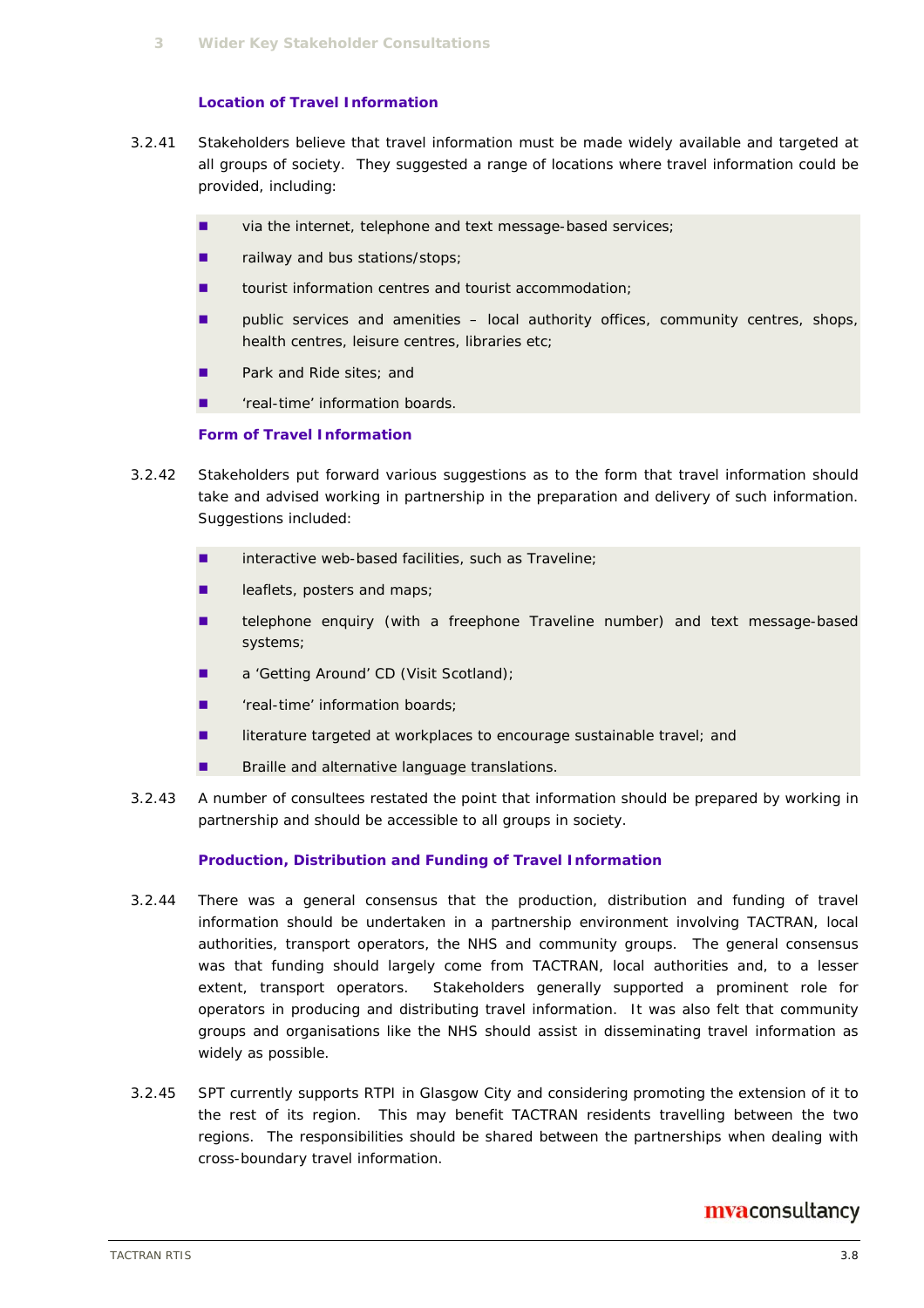### Location of Travel Information

3.2.41 Stakeholders believe that travel information must be made widely available and targeted at all groups of society. They suggested a range of locations where travel information could be provided, including:

- via the internet, telephone and text message-based services;
- railway and bus stations/stops;
- tourist information centres and tourist accommodation;
- public services and amenities – local authority offices, community centres, shops, health centres, leisure centres, libraries etc;
- Park and Ride sites; and
- 'real-time' information boards.

### Form of Travel Information

3.2.42 Stakeholders put forward various suggestions as to the form that travel information should take and advised working in partnership in the preparation and delivery of such information. Suggestions included:

- interactive web-based facilities, such as Traveline;
- leaflets, posters and maps;
- telephone enquiry (with a freephone Traveline number) and text message-based systems;
- a 'Getting Around' CD (Visit Scotland);
- 'real-time' information boards;
- literature targeted at workplaces to encourage sustainable travel; and
- Braille and alternative language translations.

3.2.43 A number of consultees restated the point that information should be prepared by working in partnership and should be accessible to all groups in society.

### Production, Distribution and Funding of Travel Information

3.2.44 There was a general consensus that the production, distribution and funding of travel information should be undertaken in a partnership environment involving TACTRAN, local authorities, transport operators, the NHS and community groups. The general consensus was that funding should largely come from TACTRAN, local authorities and, to a lesser extent, transport operators. Stakeholders generally supported a prominent role for operators in producing and distributing travel information. It was also felt that community groups and organisations like the NHS should assist in disseminating travel information as widely as possible.

3.2.45 SPT currently supports RTPI in Glasgow City and considering promoting the extension of it to the rest of its region. This may benefit TACTRAN residents travelling between the two regions. The responsibilities should be shared between the partnerships when dealing with cross-boundary travel information.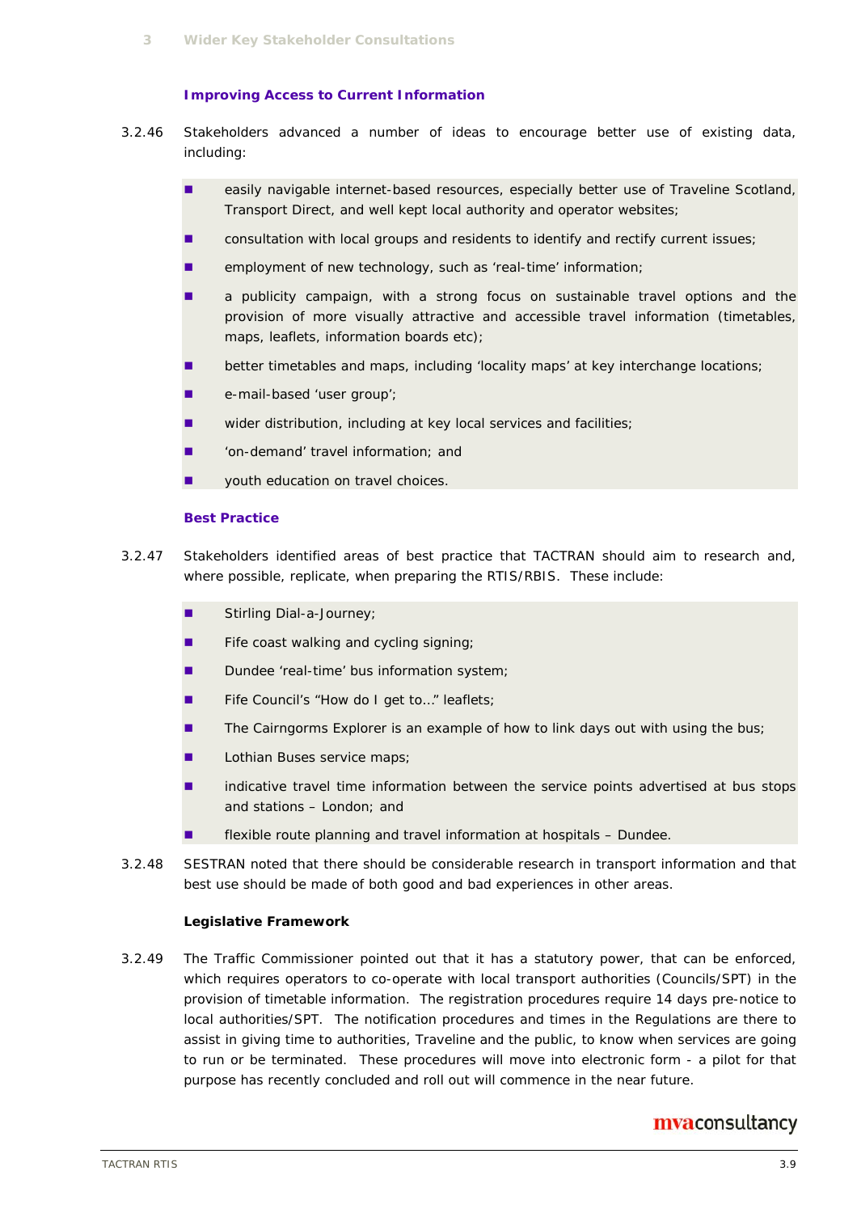#### Improving Access to Current Information

3.2.46 Stakeholders advanced a number of ideas to encourage better use of existing data, including:

- easily navigable internet-based resources, especially better use of Traveline Scotland, Transport Direct, and well kept local authority and operator websites;
- consultation with local groups and residents to identify and rectify current issues;
- employment of new technology, such as 'real-time' information;
- a publicity campaign, with a strong focus on sustainable travel options and the provision of more visually attractive and accessible travel information (timetables, maps, leaflets, information boards etc);
- better timetables and maps, including 'locality maps' at key interchange locations;
- e-mail-based 'user group';
- wider distribution, including at key local services and facilities;
- 'on-demand' travel information; and
- youth education on travel choices.

#### Best Practice

3.2.47 Stakeholders identified areas of best practice that TACTRAN should aim to research and, where possible, replicate, when preparing the RTIS/RBIS. These include:

- Stirling Dial-a-Journey;
- Fife coast walking and cycling signing;
- Dundee 'real-time' bus information system;
- Fife Council's "How do I get to…" leaflets;
- The Cairngorms Explorer is an example of how to link days out with using the bus;
- Lothian Buses service maps;
- indicative travel time information between the service points advertised at bus stops and stations – London; and
- flexible route planning and travel information at hospitals – Dundee.

3.2.48 SESTRAN noted that there should be considerable research in transport information and that best use should be made of both good and bad experiences in other areas.

#### Legislative Framework

3.2.49 The Traffic Commissioner pointed out that it has a statutory power, that can be enforced, which requires operators to co-operate with local transport authorities (Councils/SPT) in the provision of timetable information. The registration procedures require 14 days pre-notice to local authorities/SPT. The notification procedures and times in the Regulations are there to assist in giving time to authorities, Traveline and the public, to know when services are going to run or be terminated. These procedures will move into electronic form - a pilot for that purpose has recently concluded and roll out will commence in the near future.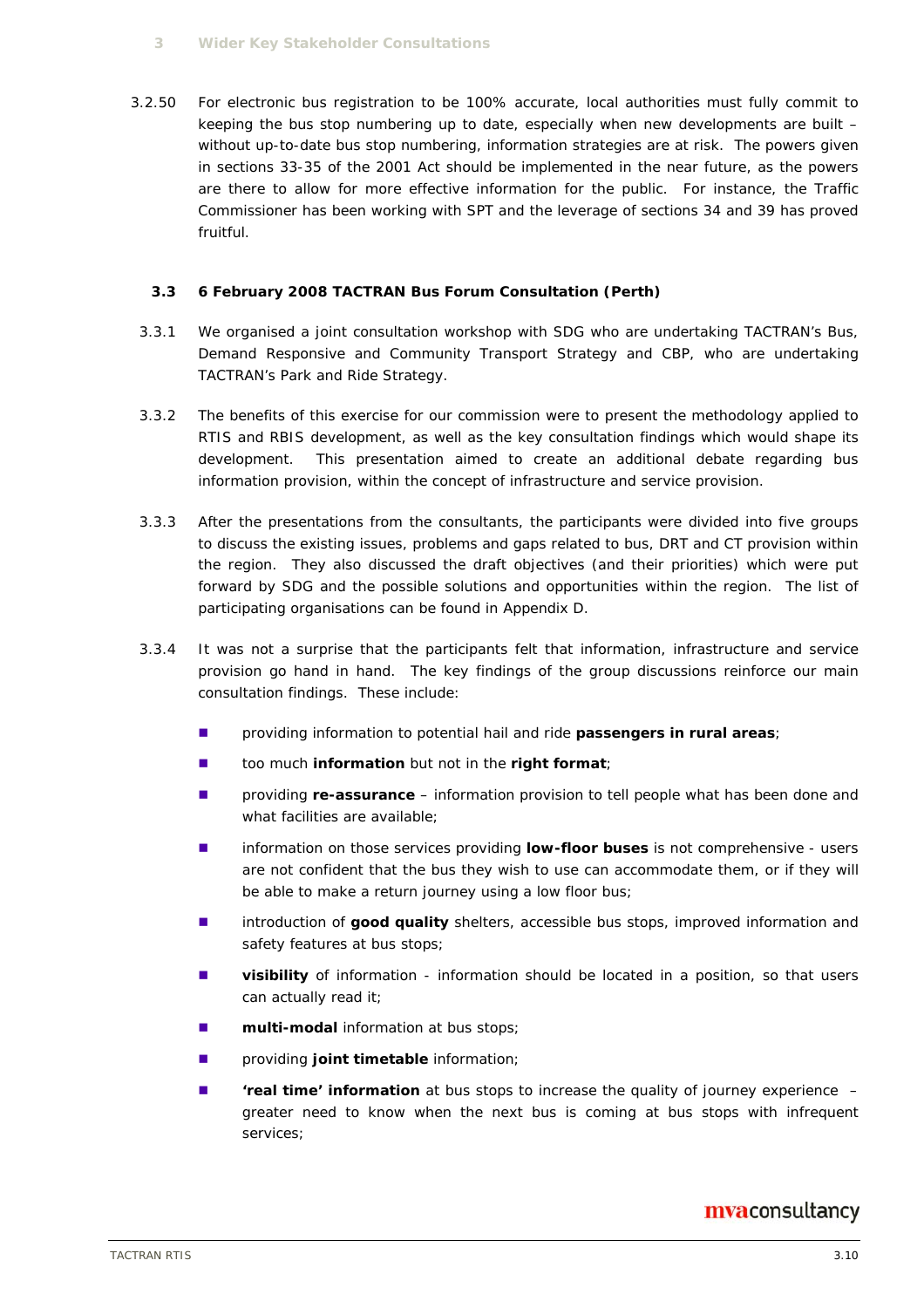3.2.50 For electronic bus registration to be 100% accurate, local authorities must fully commit to keeping the bus stop numbering up to date, especially when new developments are built – without up-to-date bus stop numbering, information strategies are at risk. The powers given in sections 33-35 of the 2001 Act should be implemented in the near future, as the powers are there to allow for more effective information for the public. For instance, the Traffic Commissioner has been working with SPT and the leverage of sections 34 and 39 has proved fruitful.

### 3.3 6 February 2008 TACTRAN Bus Forum Consultation (Perth)

3.3.1 We organised a joint consultation workshop with SDG who are undertaking TACTRAN's Bus, Demand Responsive and Community Transport Strategy and CBP, who are undertaking TACTRAN's Park and Ride Strategy.

3.3.2 The benefits of this exercise for our commission were to present the methodology applied to RTIS and RBIS development, as well as the key consultation findings which would shape its development. This presentation aimed to create an additional debate regarding bus information provision, within the concept of infrastructure and service provision.

3.3.3 After the presentations from the consultants, the participants were divided into five groups to discuss the existing issues, problems and gaps related to bus, DRT and CT provision within the region. They also discussed the draft objectives (and their priorities) which were put forward by SDG and the possible solutions and opportunities within the region. The list of participating organisations can be found in Appendix D.

3.3.4 It was not a surprise that the participants felt that information, infrastructure and service provision go hand in hand. The key findings of the group discussions reinforce our main consultation findings. These include:

- providing information to potential hail and ride **passengers in rural areas**;
- too much **information** but not in the **right format**;
- providing **re-assurance** – information provision to tell people what has been done and what facilities are available;
- information on those services providing **low-floor buses** is not comprehensive - users are not confident that the bus they wish to use can accommodate them, or if they will be able to make a return journey using a low floor bus;
- introduction of **good quality** shelters, accessible bus stops, improved information and safety features at bus stops;
- **visibility** of information - information should be located in a position, so that users can actually read it;
- **multi-modal** information at bus stops;
- providing **joint timetable** information;
- **'real time' information** at bus stops to increase the quality of journey experience – greater need to know when the next bus is coming at bus stops with infrequent services;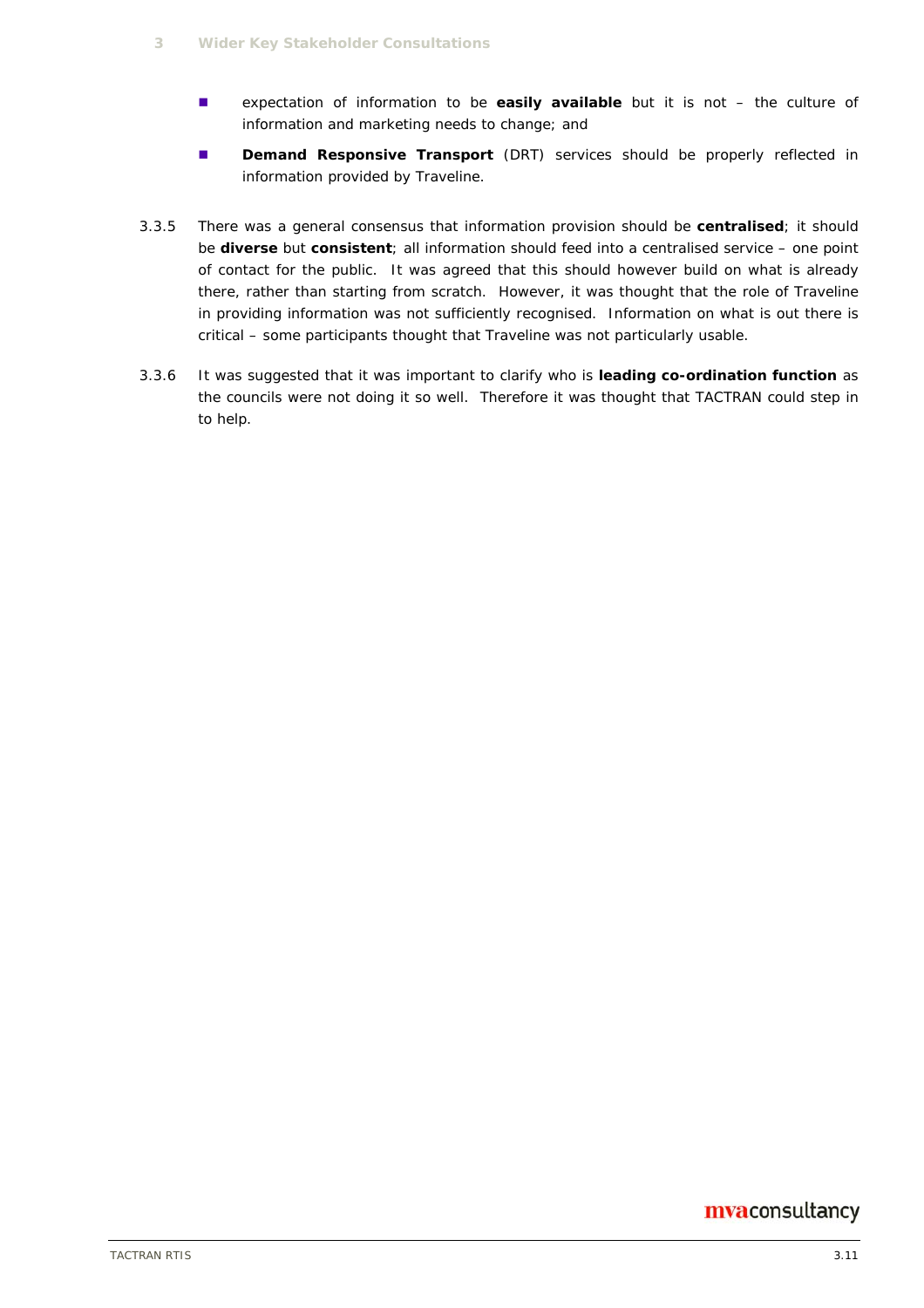- expectation of information to be **easily available** but it is not – the culture of information and marketing needs to change; and
- **Demand Responsive Transport** (DRT) services should be properly reflected in information provided by Traveline.

3.3.5 There was a general consensus that information provision should be **centralised**; it should be **diverse** but **consistent**; all information should feed into a centralised service – one point of contact for the public. It was agreed that this should however build on what is already there, rather than starting from scratch. However, it was thought that the role of Traveline in providing information was not sufficiently recognised. Information on what is out there is critical – some participants thought that Traveline was not particularly usable.

3.3.6 It was suggested that it was important to clarify who is **leading co-ordination function** as the councils were not doing it so well. Therefore it was thought that TACTRAN could step in to help.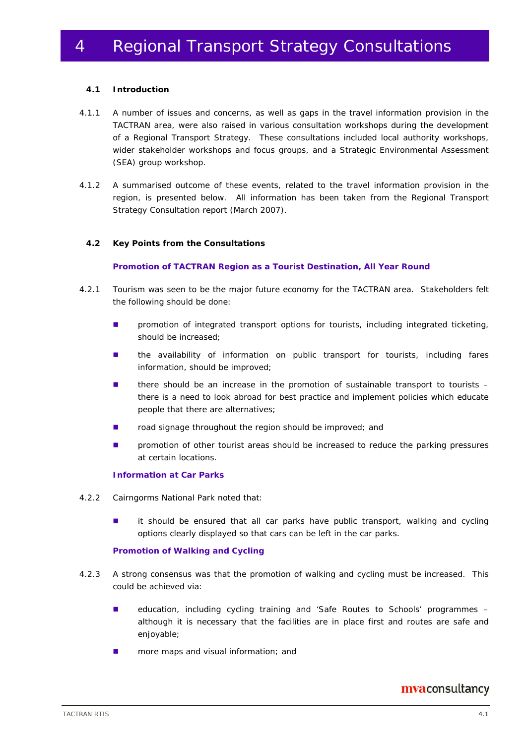# 4 Regional Transport Strategy Consultations

## 4.1 Introduction

4.1.1 A number of issues and concerns, as well as gaps in the travel information provision in the TACTRAN area, were also raised in various consultation workshops during the development of a Regional Transport Strategy. These consultations included local authority workshops, wider stakeholder workshops and focus groups, and a Strategic Environmental Assessment (SEA) group workshop.

4.1.2 A summarised outcome of these events, related to the travel information provision in the region, is presented below. All information has been taken from the Regional Transport Strategy Consultation report (March 2007).

## 4.2 Key Points from the Consultations

### Promotion of TACTRAN Region as a Tourist Destination, All Year Round

4.2.1 Tourism was seen to be the major future economy for the TACTRAN area. Stakeholders felt the following should be done:

- promotion of integrated transport options for tourists, including integrated ticketing, should be increased;
- the availability of information on public transport for tourists, including fares information, should be improved;
- there should be an increase in the promotion of sustainable transport to tourists – there is a need to look abroad for best practice and implement policies which educate people that there are alternatives;
- road signage throughout the region should be improved; and
- promotion of other tourist areas should be increased to reduce the parking pressures at certain locations.

### Information at Car Parks

4.2.2 Cairngorms National Park noted that:

- it should be ensured that all car parks have public transport, walking and cycling options clearly displayed so that cars can be left in the car parks.

### Promotion of Walking and Cycling

4.2.3 A strong consensus was that the promotion of walking and cycling must be increased. This could be achieved via:

- education, including cycling training and 'Safe Routes to Schools' programmes – although it is necessary that the facilities are in place first and routes are safe and enjoyable;
- more maps and visual information; and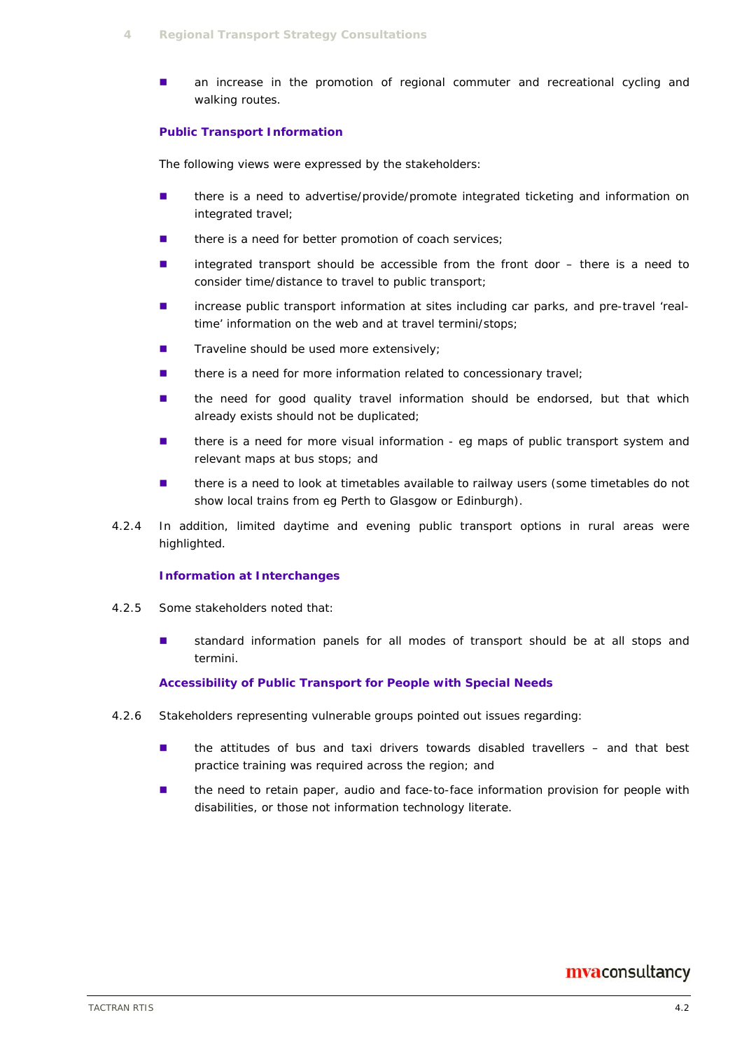- an increase in the promotion of regional commuter and recreational cycling and walking routes.

### Public Transport Information

The following views were expressed by the stakeholders:

- there is a need to advertise/provide/promote integrated ticketing and information on integrated travel;
- there is a need for better promotion of coach services;
- integrated transport should be accessible from the front door – there is a need to consider time/distance to travel to public transport;
- increase public transport information at sites including car parks, and pre-travel 'real-time' information on the web and at travel termini/stops;
- Traveline should be used more extensively;
- there is a need for more information related to concessionary travel;
- the need for good quality travel information should be endorsed, but that which already exists should not be duplicated;
- there is a need for more visual information - eg maps of public transport system and relevant maps at bus stops; and
- there is a need to look at timetables available to railway users (some timetables do not show local trains from eg Perth to Glasgow or Edinburgh).

4.2.4 In addition, limited daytime and evening public transport options in rural areas were highlighted.

### Information at Interchanges

4.2.5 Some stakeholders noted that:

- standard information panels for all modes of transport should be at all stops and termini.

### Accessibility of Public Transport for People with Special Needs

4.2.6 Stakeholders representing vulnerable groups pointed out issues regarding:

- the attitudes of bus and taxi drivers towards disabled travellers – and that best practice training was required across the region; and
- the need to retain paper, audio and face-to-face information provision for people with disabilities, or those not information technology literate.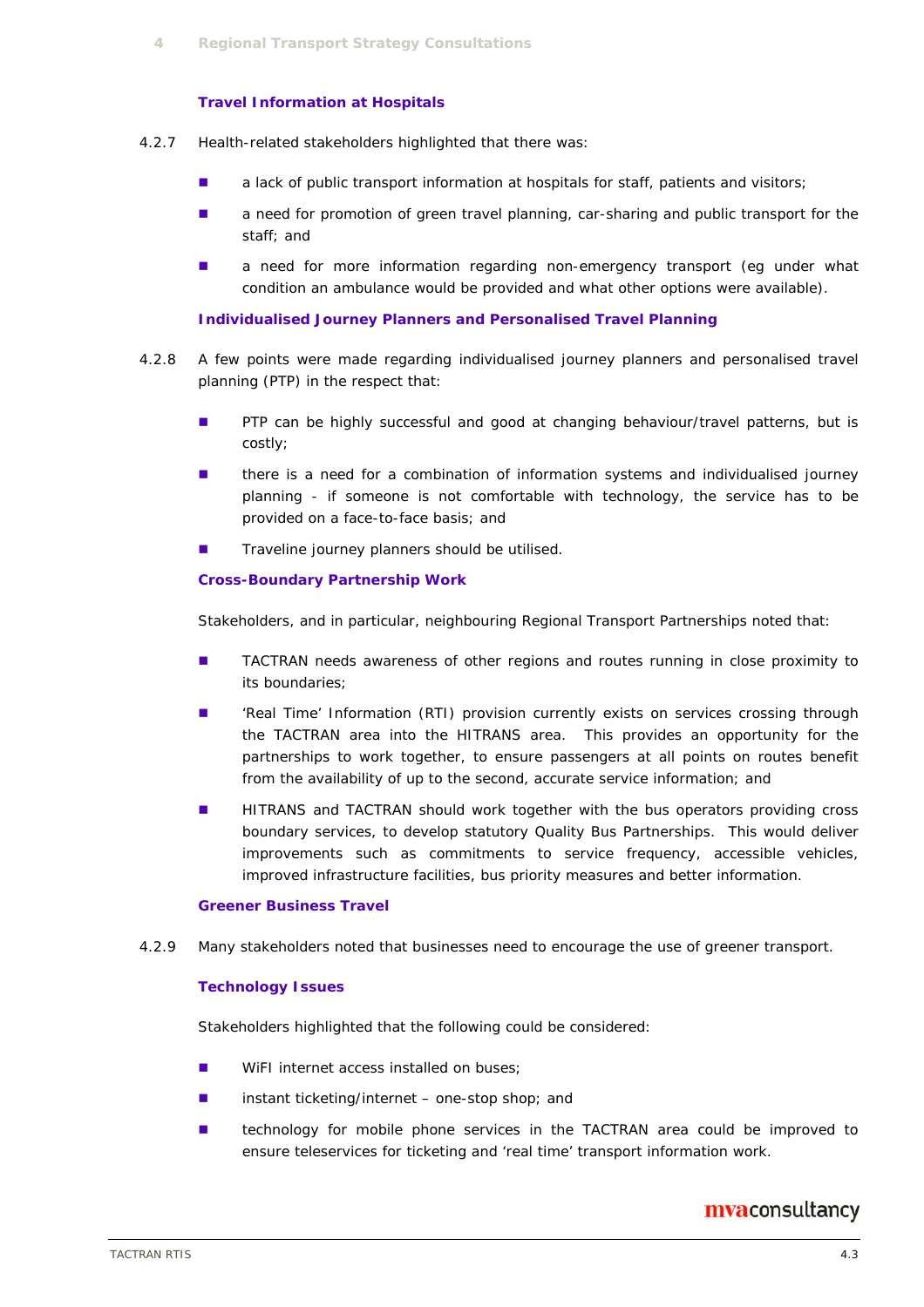### Travel Information at Hospitals

4.2.7 Health-related stakeholders highlighted that there was:

- a lack of public transport information at hospitals for staff, patients and visitors;
- a need for promotion of green travel planning, car-sharing and public transport for the staff; and
- a need for more information regarding non-emergency transport (eg under what condition an ambulance would be provided and what other options were available).

### Individualised Journey Planners and Personalised Travel Planning

4.2.8 A few points were made regarding individualised journey planners and personalised travel planning (PTP) in the respect that:

- PTP can be highly successful and good at changing behaviour/travel patterns, but is costly;
- there is a need for a combination of information systems and individualised journey planning - if someone is not comfortable with technology, the service has to be provided on a face-to-face basis; and
- Traveline journey planners should be utilised.

### Cross-Boundary Partnership Work

Stakeholders, and in particular, neighbouring Regional Transport Partnerships noted that:

- TACTRAN needs awareness of other regions and routes running in close proximity to its boundaries;
- 'Real Time' Information (RTI) provision currently exists on services crossing through the TACTRAN area into the HITRANS area. This provides an opportunity for the partnerships to work together, to ensure passengers at all points on routes benefit from the availability of up to the second, accurate service information; and
- HITRANS and TACTRAN should work together with the bus operators providing cross boundary services, to develop statutory Quality Bus Partnerships. This would deliver improvements such as commitments to service frequency, accessible vehicles, improved infrastructure facilities, bus priority measures and better information.

### Greener Business Travel

4.2.9 Many stakeholders noted that businesses need to encourage the use of greener transport.

### Technology Issues

Stakeholders highlighted that the following could be considered:

- WiFI internet access installed on buses;
- instant ticketing/internet – one-stop shop; and
- technology for mobile phone services in the TACTRAN area could be improved to ensure teleservices for ticketing and 'real time' transport information work.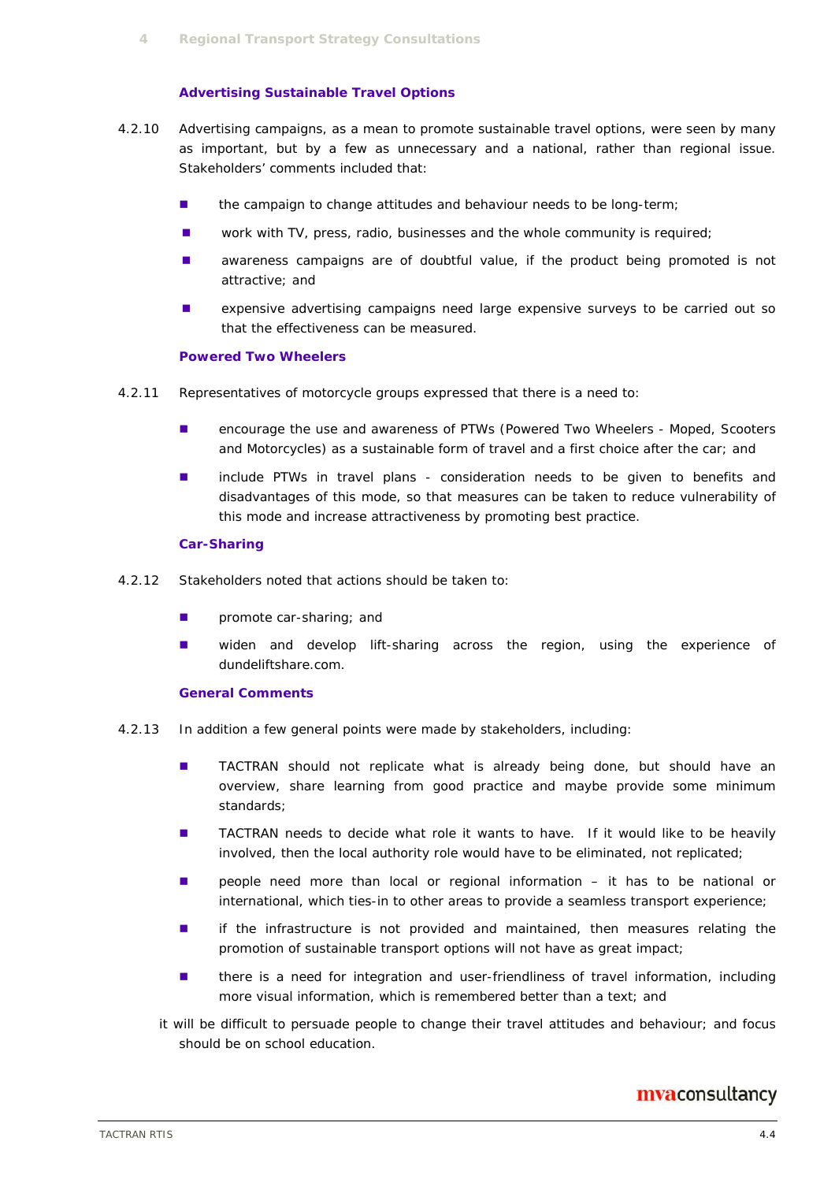### Advertising Sustainable Travel Options

4.2.10 Advertising campaigns, as a mean to promote sustainable travel options, were seen by many as important, but by a few as unnecessary and a national, rather than regional issue. Stakeholders' comments included that:

- the campaign to change attitudes and behaviour needs to be long-term;
- work with TV, press, radio, businesses and the whole community is required;
- awareness campaigns are of doubtful value, if the product being promoted is not attractive; and
- expensive advertising campaigns need large expensive surveys to be carried out so that the effectiveness can be measured.

### Powered Two Wheelers

4.2.11 Representatives of motorcycle groups expressed that there is a need to:

- encourage the use and awareness of PTWs (Powered Two Wheelers - Moped, Scooters and Motorcycles) as a sustainable form of travel and a first choice after the car; and
- include PTWs in travel plans - consideration needs to be given to benefits and disadvantages of this mode, so that measures can be taken to reduce vulnerability of this mode and increase attractiveness by promoting best practice.

### Car-Sharing

4.2.12 Stakeholders noted that actions should be taken to:

- promote car-sharing; and
- widen and develop lift-sharing across the region, using the experience of dundeliftshare.com.

### General Comments

4.2.13 In addition a few general points were made by stakeholders, including:

- TACTRAN should not replicate what is already being done, but should have an overview, share learning from good practice and maybe provide some minimum standards;
- TACTRAN needs to decide what role it wants to have. If it would like to be heavily involved, then the local authority role would have to be eliminated, not replicated;
- people need more than local or regional information – it has to be national or international, which ties-in to other areas to provide a seamless transport experience;
- if the infrastructure is not provided and maintained, then measures relating the promotion of sustainable transport options will not have as great impact;
- there is a need for integration and user-friendliness of travel information, including more visual information, which is remembered better than a text; and

it will be difficult to persuade people to change their travel attitudes and behaviour; and focus should be on school education.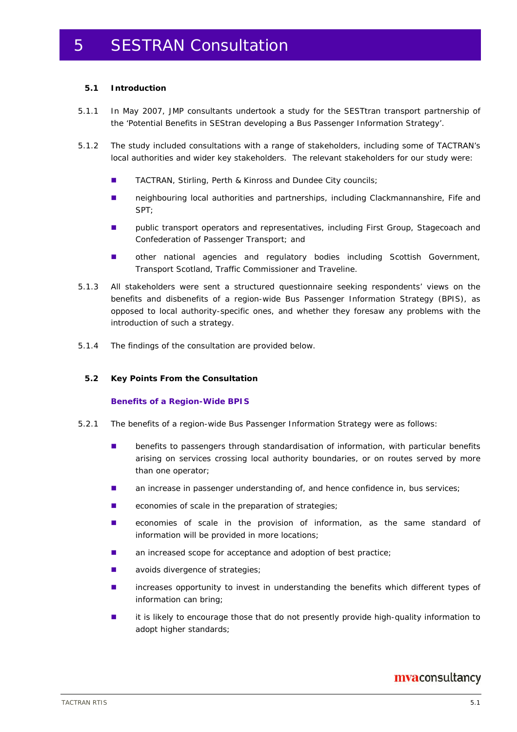# 5 SESTRAN Consultation

## 5.1 Introduction

5.1.1 In May 2007, JMP consultants undertook a study for the SESTtran transport partnership of the 'Potential Benefits in SEStran developing a Bus Passenger Information Strategy'.

5.1.2 The study included consultations with a range of stakeholders, including some of TACTRAN's local authorities and wider key stakeholders. The relevant stakeholders for our study were:

- TACTRAN, Stirling, Perth & Kinross and Dundee City councils;
- neighbouring local authorities and partnerships, including Clackmannanshire, Fife and SPT;
- public transport operators and representatives, including First Group, Stagecoach and Confederation of Passenger Transport; and
- other national agencies and regulatory bodies including Scottish Government, Transport Scotland, Traffic Commissioner and Traveline.

5.1.3 All stakeholders were sent a structured questionnaire seeking respondents' views on the benefits and disbenefits of a region-wide Bus Passenger Information Strategy (BPIS), as opposed to local authority-specific ones, and whether they foresaw any problems with the introduction of such a strategy.

5.1.4 The findings of the consultation are provided below.

## 5.2 Key Points From the Consultation

### Benefits of a Region-Wide BPIS

5.2.1 The benefits of a region-wide Bus Passenger Information Strategy were as follows:

- benefits to passengers through standardisation of information, with particular benefits arising on services crossing local authority boundaries, or on routes served by more than one operator;
- an increase in passenger understanding of, and hence confidence in, bus services;
- economies of scale in the preparation of strategies;
- economies of scale in the provision of information, as the same standard of information will be provided in more locations;
- an increased scope for acceptance and adoption of best practice;
- avoids divergence of strategies;
- increases opportunity to invest in understanding the benefits which different types of information can bring;
- it is likely to encourage those that do not presently provide high-quality information to adopt higher standards;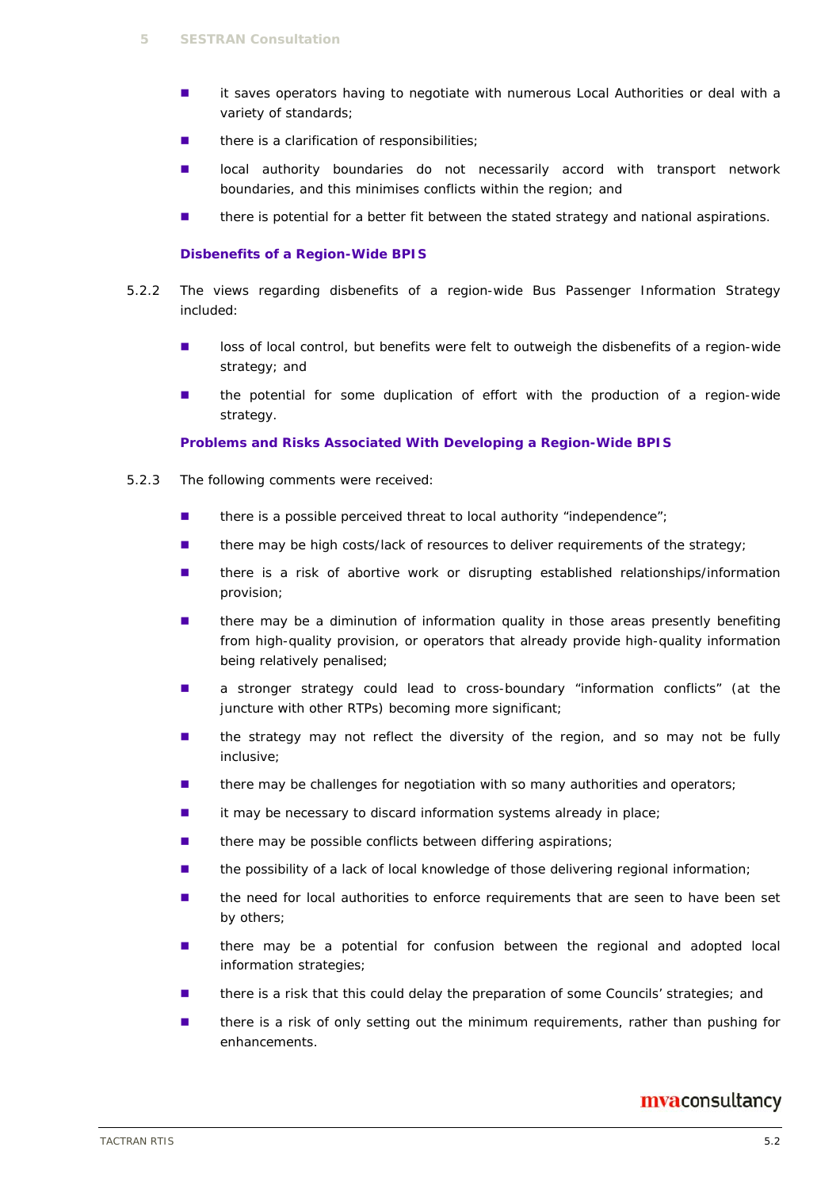- it saves operators having to negotiate with numerous Local Authorities or deal with a variety of standards;
- there is a clarification of responsibilities;
- local authority boundaries do not necessarily accord with transport network boundaries, and this minimises conflicts within the region; and
- there is potential for a better fit between the stated strategy and national aspirations.

### Disbenefits of a Region-Wide BPIS

5.2.2 The views regarding disbenefits of a region-wide Bus Passenger Information Strategy included:

- loss of local control, but benefits were felt to outweigh the disbenefits of a region-wide strategy; and
- the potential for some duplication of effort with the production of a region-wide strategy.

### Problems and Risks Associated With Developing a Region-Wide BPIS

5.2.3 The following comments were received:

- there is a possible perceived threat to local authority "independence";
- there may be high costs/lack of resources to deliver requirements of the strategy;
- there is a risk of abortive work or disrupting established relationships/information provision;
- there may be a diminution of information quality in those areas presently benefiting from high-quality provision, or operators that already provide high-quality information being relatively penalised;
- a stronger strategy could lead to cross-boundary "information conflicts" (at the juncture with other RTPs) becoming more significant;
- the strategy may not reflect the diversity of the region, and so may not be fully inclusive;
- there may be challenges for negotiation with so many authorities and operators;
- it may be necessary to discard information systems already in place;
- there may be possible conflicts between differing aspirations;
- the possibility of a lack of local knowledge of those delivering regional information;
- the need for local authorities to enforce requirements that are seen to have been set by others;
- there may be a potential for confusion between the regional and adopted local information strategies;
- there is a risk that this could delay the preparation of some Councils' strategies; and
- there is a risk of only setting out the minimum requirements, rather than pushing for enhancements.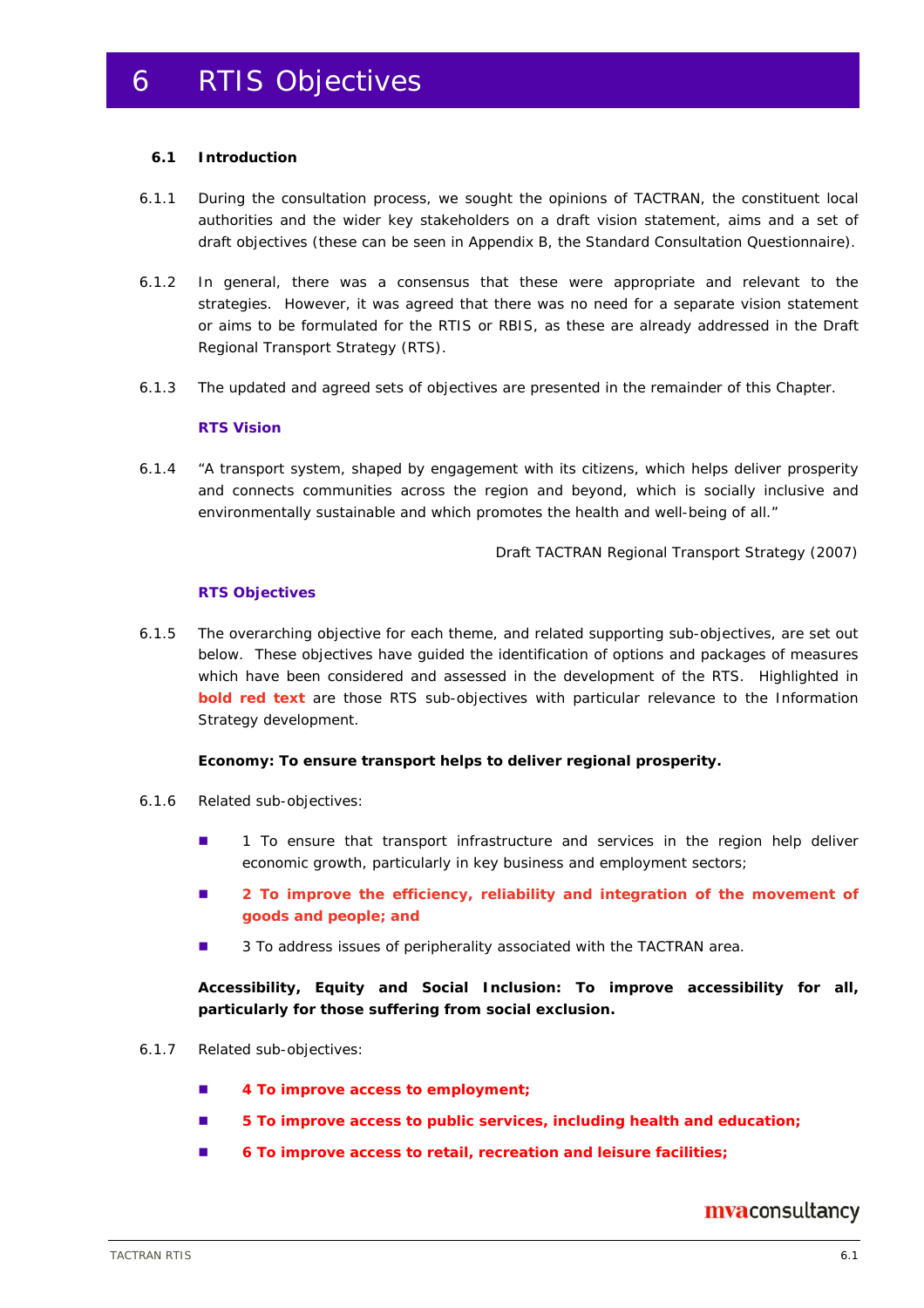# 6 RTIS Objectives

### 6.1 Introduction

6.1.1 During the consultation process, we sought the opinions of TACTRAN, the constituent local authorities and the wider key stakeholders on a draft vision statement, aims and a set of draft objectives (these can be seen in Appendix B, the Standard Consultation Questionnaire).

6.1.2 In general, there was a consensus that these were appropriate and relevant to the strategies. However, it was agreed that there was no need for a separate vision statement or aims to be formulated for the RTIS or RBIS, as these are already addressed in the Draft Regional Transport Strategy (RTS).

6.1.3 The updated and agreed sets of objectives are presented in the remainder of this Chapter.

**RTS Vision**

6.1.4 "A transport system, shaped by engagement with its citizens, which helps deliver prosperity and connects communities across the region and beyond, which is socially inclusive and environmentally sustainable and which promotes the health and well-being of all."

Draft TACTRAN Regional Transport Strategy (2007)

**RTS Objectives**

6.1.5 The overarching objective for each theme, and related supporting sub-objectives, are set out below. These objectives have guided the identification of options and packages of measures which have been considered and assessed in the development of the RTS. Highlighted in **bold red text** are those RTS sub-objectives with particular relevance to the Information Strategy development.

**Economy: To ensure transport helps to deliver regional prosperity.**

6.1.6 Related sub-objectives:

- 1 To ensure that transport infrastructure and services in the region help deliver economic growth, particularly in key business and employment sectors;
- **2 To improve the efficiency, reliability and integration of the movement of goods and people; and**
- 3 To address issues of peripherality associated with the TACTRAN area.

**Accessibility, Equity and Social Inclusion: To improve accessibility for all, particularly for those suffering from social exclusion.**

6.1.7 Related sub-objectives:

- **4 To improve access to employment;**
- **5 To improve access to public services, including health and education;**
- **6 To improve access to retail, recreation and leisure facilities;**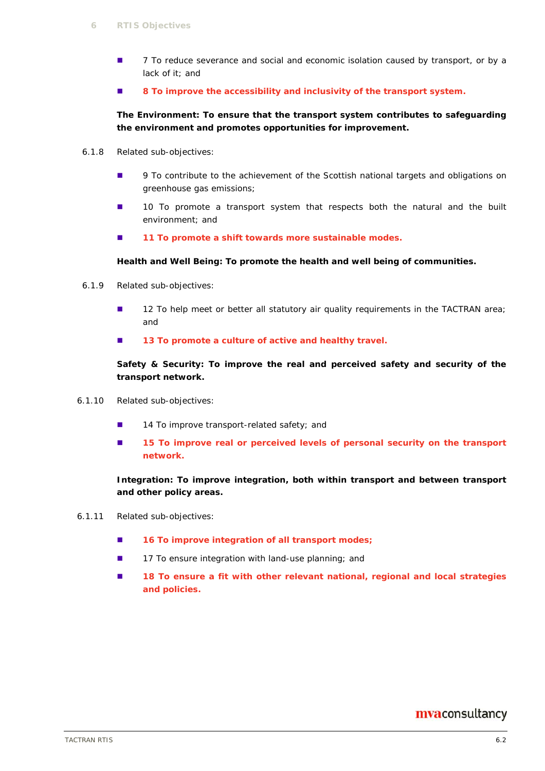- 7 To reduce severance and social and economic isolation caused by transport, or by a lack of it; and
- **8 To improve the accessibility and inclusivity of the transport system.**

**The Environment: To ensure that the transport system contributes to safeguarding the environment and promotes opportunities for improvement.**

6.1.8 Related sub-objectives:

- 9 To contribute to the achievement of the Scottish national targets and obligations on greenhouse gas emissions;
- 10 To promote a transport system that respects both the natural and the built environment; and
- **11 To promote a shift towards more sustainable modes.**

**Health and Well Being: To promote the health and well being of communities.**

6.1.9 Related sub-objectives:

- 12 To help meet or better all statutory air quality requirements in the TACTRAN area; and
- **13 To promote a culture of active and healthy travel.**

**Safety & Security: To improve the real and perceived safety and security of the transport network.**

6.1.10 Related sub-objectives:

- 14 To improve transport-related safety; and
- **15 To improve real or perceived levels of personal security on the transport network.**

**Integration: To improve integration, both within transport and between transport and other policy areas.**

6.1.11 Related sub-objectives:

- **16 To improve integration of all transport modes;**
- 17 To ensure integration with land-use planning; and
- **18 To ensure a fit with other relevant national, regional and local strategies and policies.**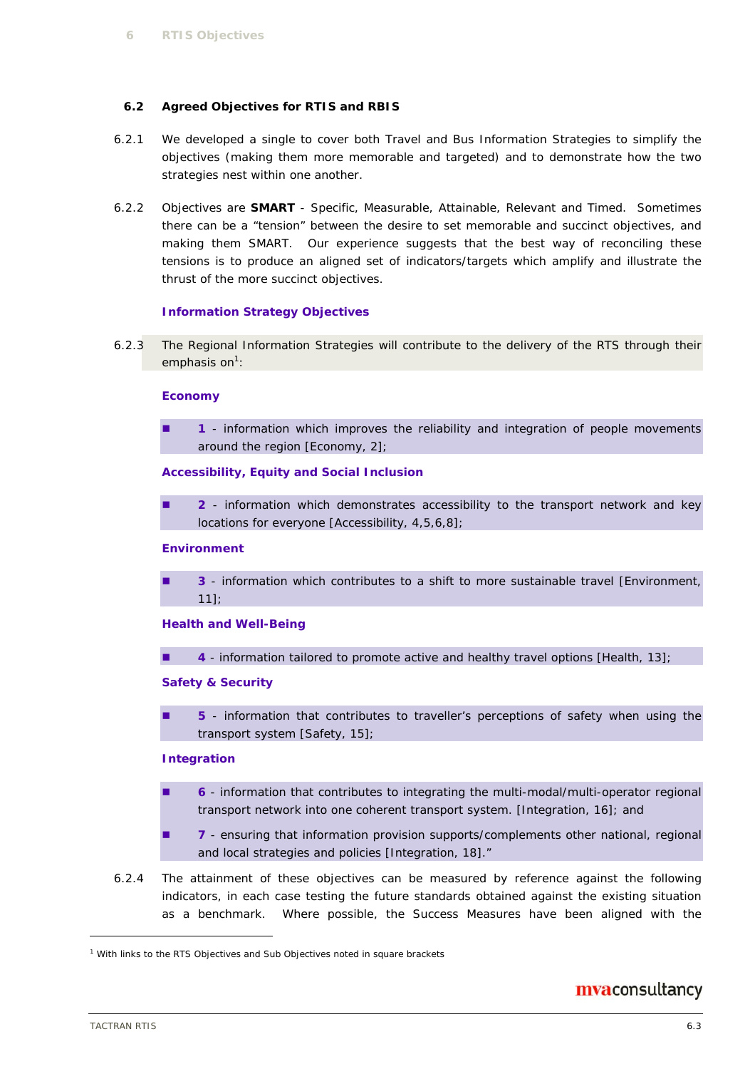### 6.2 Agreed Objectives for RTIS and RBIS

6.2.1 We developed a single to cover both Travel and Bus Information Strategies to simplify the objectives (making them more memorable and targeted) and to demonstrate how the two strategies nest within one another.

6.2.2 Objectives are **SMART** - Specific, Measurable, Attainable, Relevant and Timed. Sometimes there can be a "tension" between the desire to set memorable and succinct objectives, and making them SMART. Our experience suggests that the best way of reconciling these tensions is to produce an aligned set of indicators/targets which amplify and illustrate the thrust of the more succinct objectives.

**Information Strategy Objectives**

6.2.3 The Regional Information Strategies will contribute to the delivery of the RTS through their emphasis on[1]:

**Economy**

- **1** - information which improves the reliability and integration of people movements around the region [Economy, 2];

**Accessibility, Equity and Social Inclusion**

- **2** - information which demonstrates accessibility to the transport network and key locations for everyone [Accessibility, 4,5,6,8];

**Environment**

- **3** - information which contributes to a shift to more sustainable travel [Environment, 11];

**Health and Well-Being**

- **4** - information tailored to promote active and healthy travel options [Health, 13];

**Safety & Security**

- **5** - information that contributes to traveller's perceptions of safety when using the transport system [Safety, 15];

**Integration**

- **6** - information that contributes to integrating the multi-modal/multi-operator regional transport network into one coherent transport system. [Integration, 16]; and
- **7** - ensuring that information provision supports/complements other national, regional and local strategies and policies [Integration, 18]."

6.2.4 The attainment of these objectives can be measured by reference against the following indicators, in each case testing the future standards obtained against the existing situation as a benchmark. Where possible, the Success Measures have been aligned with the

[1] With links to the RTS Objectives and Sub Objectives noted in square brackets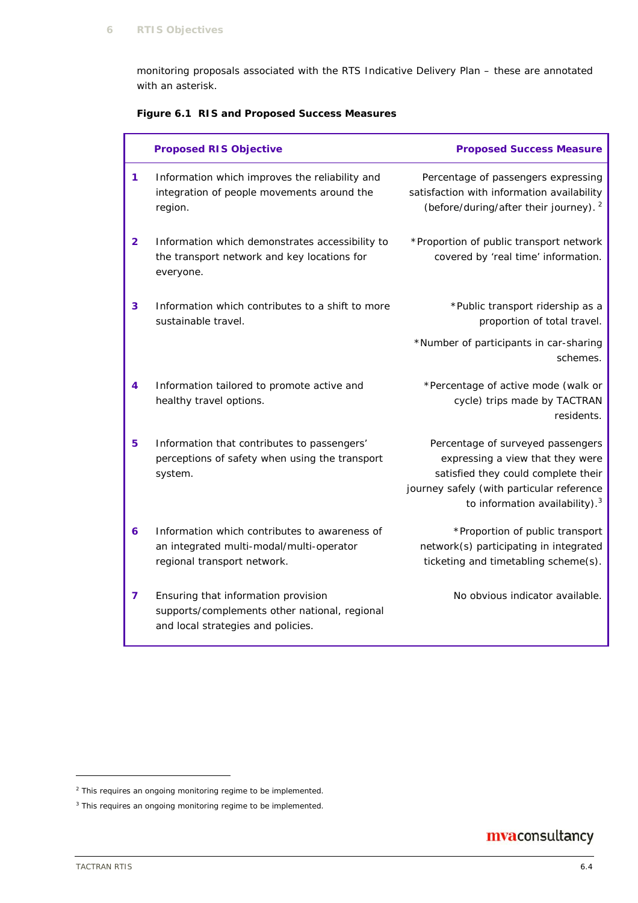monitoring proposals associated with the RTS Indicative Delivery Plan – these are annotated with an asterisk.

**Figure 6.1 RIS and Proposed Success Measures**

| | Proposed RIS Objective | Proposed Success Measure |
|---|---|---|
| **1** | Information which improves the reliability and integration of people movements around the region. | Percentage of passengers expressing satisfaction with information availability (before/during/after their journey). [2] |
| **2** | Information which demonstrates accessibility to the transport network and key locations for everyone. | *Proportion of public transport network covered by 'real time' information. |
| **3** | Information which contributes to a shift to more sustainable travel. | *Public transport ridership as a proportion of total travel.<br><br>*Number of participants in car-sharing schemes. |
| **4** | Information tailored to promote active and healthy travel options. | *Percentage of active mode (walk or cycle) trips made by TACTRAN residents. |
| **5** | Information that contributes to passengers' perceptions of safety when using the transport system. | Percentage of surveyed passengers expressing a view that they were satisfied they could complete their journey safely (with particular reference to information availability).[3] |
| **6** | Information which contributes to awareness of an integrated multi-modal/multi-operator regional transport network. | *Proportion of public transport network(s) participating in integrated ticketing and timetabling scheme(s). |
| **7** | Ensuring that information provision supports/complements other national, regional and local strategies and policies. | No obvious indicator available. |

[2] This requires an ongoing monitoring regime to be implemented.

[3] This requires an ongoing monitoring regime to be implemented.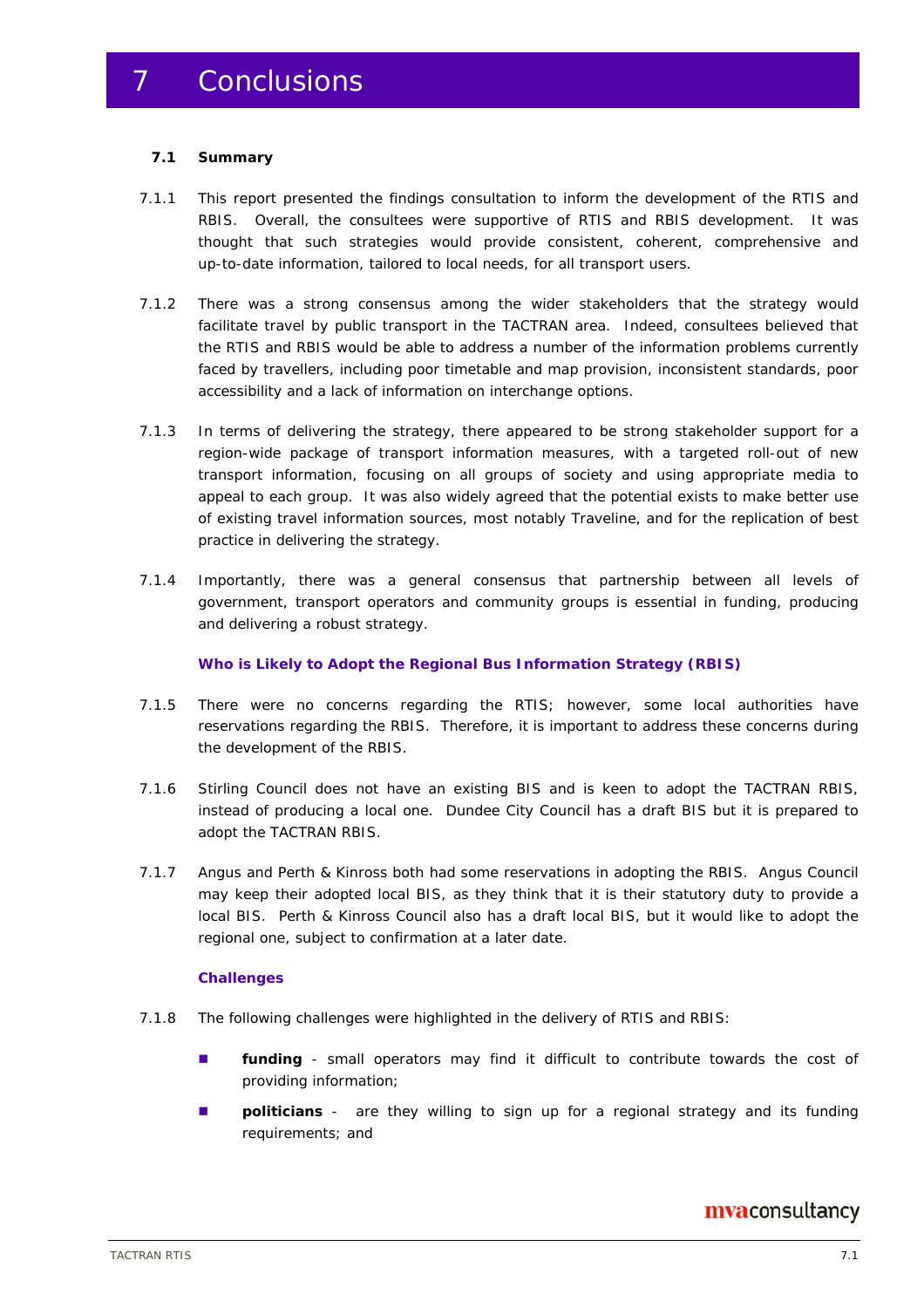# 7 Conclusions

### 7.1 Summary

7.1.1 This report presented the findings consultation to inform the development of the RTIS and RBIS. Overall, the consultees were supportive of RTIS and RBIS development. It was thought that such strategies would provide consistent, coherent, comprehensive and up-to-date information, tailored to local needs, for all transport users.

7.1.2 There was a strong consensus among the wider stakeholders that the strategy would facilitate travel by public transport in the TACTRAN area. Indeed, consultees believed that the RTIS and RBIS would be able to address a number of the information problems currently faced by travellers, including poor timetable and map provision, inconsistent standards, poor accessibility and a lack of information on interchange options.

7.1.3 In terms of delivering the strategy, there appeared to be strong stakeholder support for a region-wide package of transport information measures, with a targeted roll-out of new transport information, focusing on all groups of society and using appropriate media to appeal to each group. It was also widely agreed that the potential exists to make better use of existing travel information sources, most notably Traveline, and for the replication of best practice in delivering the strategy.

7.1.4 Importantly, there was a general consensus that partnership between all levels of government, transport operators and community groups is essential in funding, producing and delivering a robust strategy.

**Who is Likely to Adopt the Regional Bus Information Strategy (RBIS)**

7.1.5 There were no concerns regarding the RTIS; however, some local authorities have reservations regarding the RBIS. Therefore, it is important to address these concerns during the development of the RBIS.

7.1.6 Stirling Council does not have an existing BIS and is keen to adopt the TACTRAN RBIS, instead of producing a local one. Dundee City Council has a draft BIS but it is prepared to adopt the TACTRAN RBIS.

7.1.7 Angus and Perth & Kinross both had some reservations in adopting the RBIS. Angus Council may keep their adopted local BIS, as they think that it is their statutory duty to provide a local BIS. Perth & Kinross Council also has a draft local BIS, but it would like to adopt the regional one, subject to confirmation at a later date.

**Challenges**

7.1.8 The following challenges were highlighted in the delivery of RTIS and RBIS:

- **funding** - small operators may find it difficult to contribute towards the cost of providing information;
- **politicians** - are they willing to sign up for a regional strategy and its funding requirements; and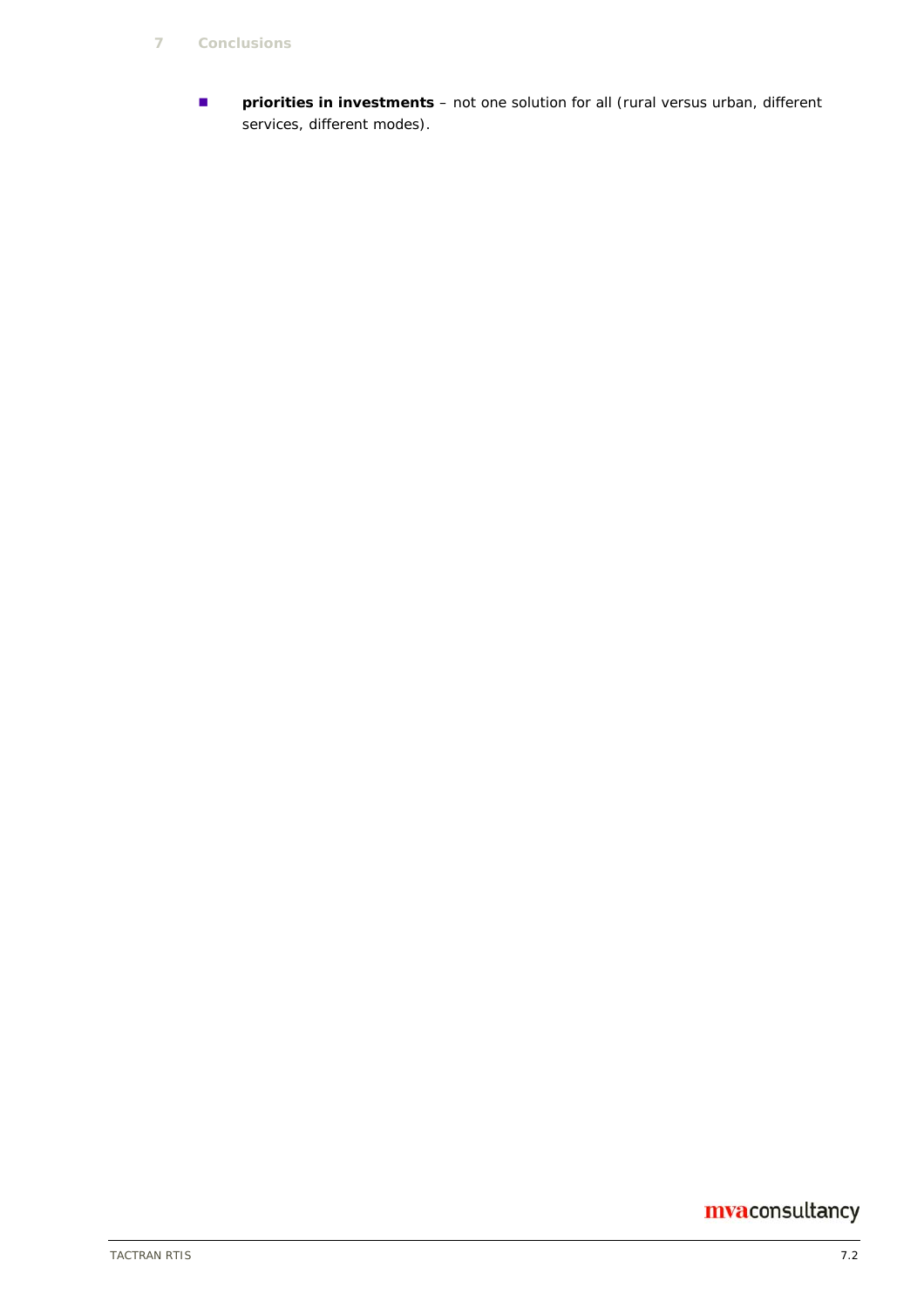- **priorities in investments** – not one solution for all (rural versus urban, different services, different modes).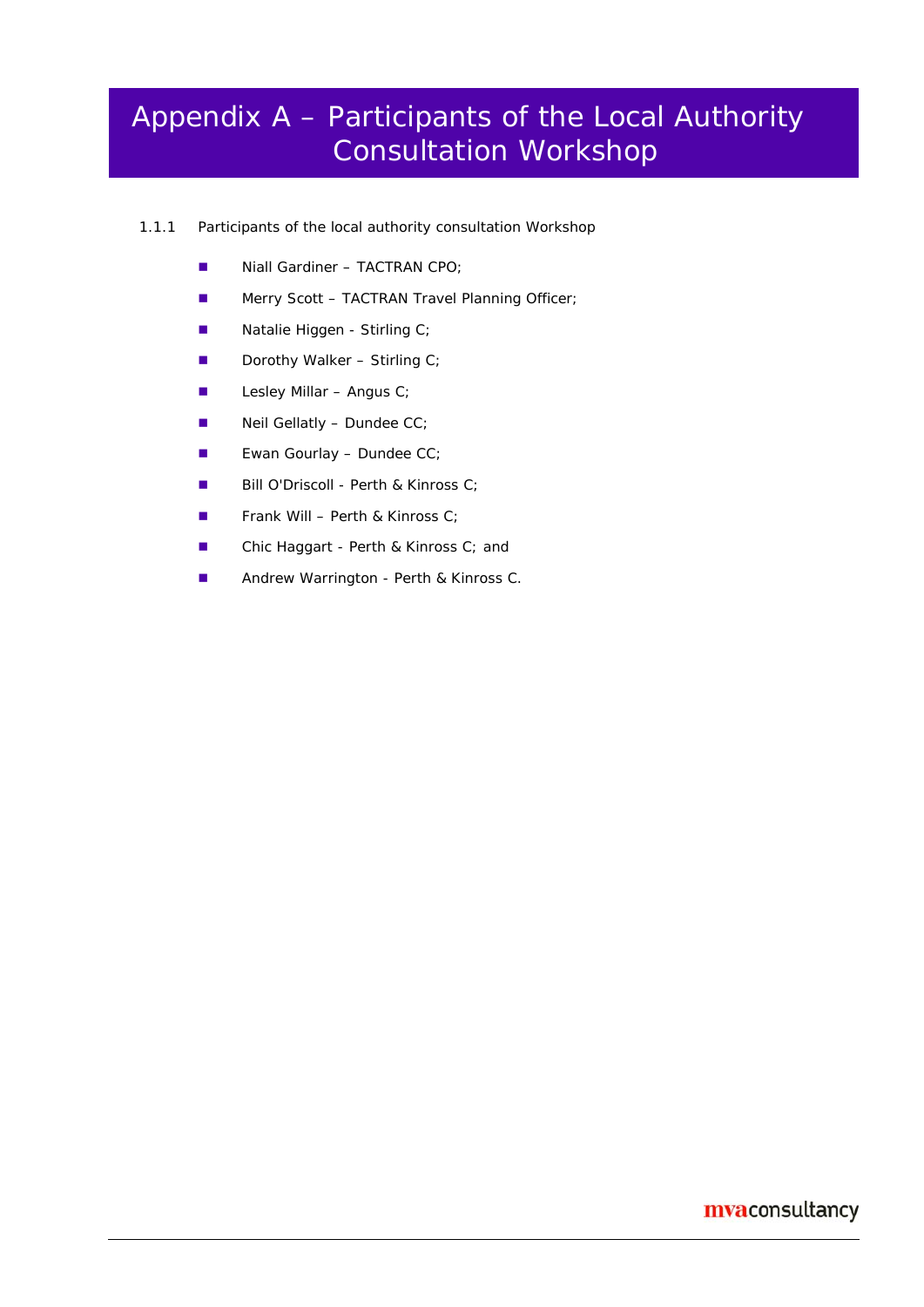# Appendix A – Participants of the Local Authority Consultation Workshop

1.1.1 Participants of the local authority consultation Workshop

- Niall Gardiner – TACTRAN CPO;
- Merry Scott – TACTRAN Travel Planning Officer;
- Natalie Higgen - Stirling C;
- Dorothy Walker – Stirling C;
- Lesley Millar – Angus C;
- Neil Gellatly – Dundee CC;
- Ewan Gourlay – Dundee CC;
- Bill O'Driscoll - Perth & Kinross C;
- Frank Will – Perth & Kinross C;
- Chic Haggart - Perth & Kinross C; and
- Andrew Warrington - Perth & Kinross C.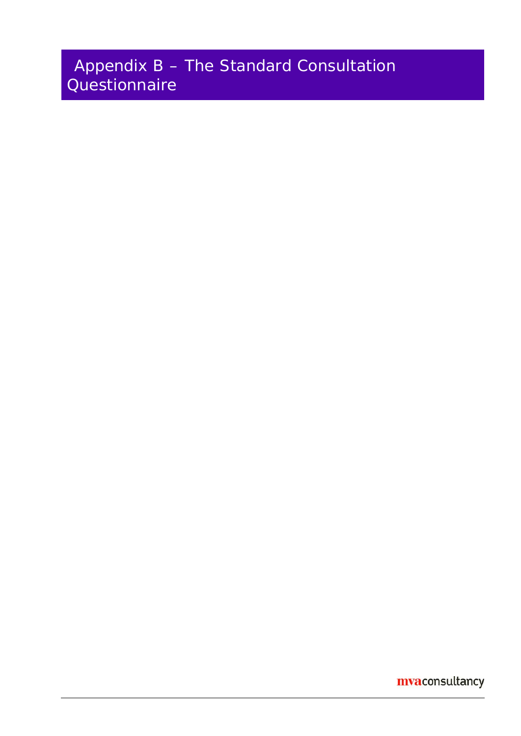# Appendix B – The Standard Consultation Questionnaire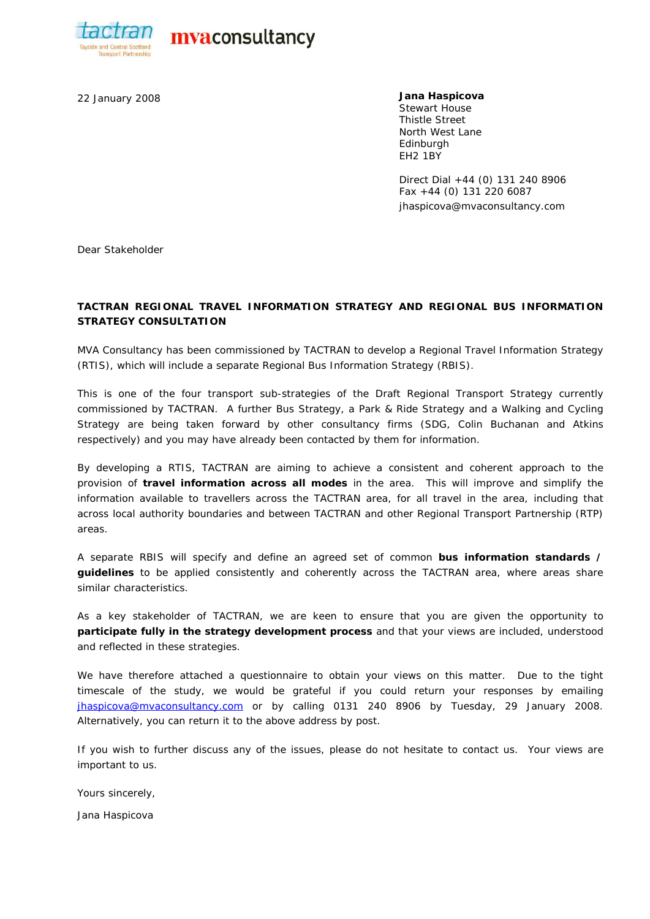tactran
Tayside and Central Scotland Transport Partnership

mvaconsultancy

22 January 2008

**Jana Haspicova**
Stewart House
Thistle Street
North West Lane
Edinburgh
EH2 1BY

Direct Dial +44 (0) 131 240 8906
Fax +44 (0) 131 220 6087
jhaspicova@mvaconsultancy.com

Dear Stakeholder

**TACTRAN REGIONAL TRAVEL INFORMATION STRATEGY AND REGIONAL BUS INFORMATION STRATEGY CONSULTATION**

MVA Consultancy has been commissioned by TACTRAN to develop a Regional Travel Information Strategy (RTIS), which will include a separate Regional Bus Information Strategy (RBIS).

This is one of the four transport sub-strategies of the Draft Regional Transport Strategy currently commissioned by TACTRAN. A further Bus Strategy, a Park & Ride Strategy and a Walking and Cycling Strategy are being taken forward by other consultancy firms (SDG, Colin Buchanan and Atkins respectively) and you may have already been contacted by them for information.

By developing a RTIS, TACTRAN are aiming to achieve a consistent and coherent approach to the provision of **travel information across all modes** in the area. This will improve and simplify the information available to travellers across the TACTRAN area, for all travel in the area, including that across local authority boundaries and between TACTRAN and other Regional Transport Partnership (RTP) areas.

A separate RBIS will specify and define an agreed set of common **bus information standards / guidelines** to be applied consistently and coherently across the TACTRAN area, where areas share similar characteristics.

As a key stakeholder of TACTRAN, we are keen to ensure that you are given the opportunity to **participate fully in the strategy development process** and that your views are included, understood and reflected in these strategies.

We have therefore attached a questionnaire to obtain your views on this matter. Due to the tight timescale of the study, we would be grateful if you could return your responses by emailing jhaspicova@mvaconsultancy.com or by calling 0131 240 8906 by Tuesday, 29 January 2008. Alternatively, you can return it to the above address by post.

If you wish to further discuss any of the issues, please do not hesitate to contact us. Your views are important to us.

Yours sincerely,

Jana Haspicova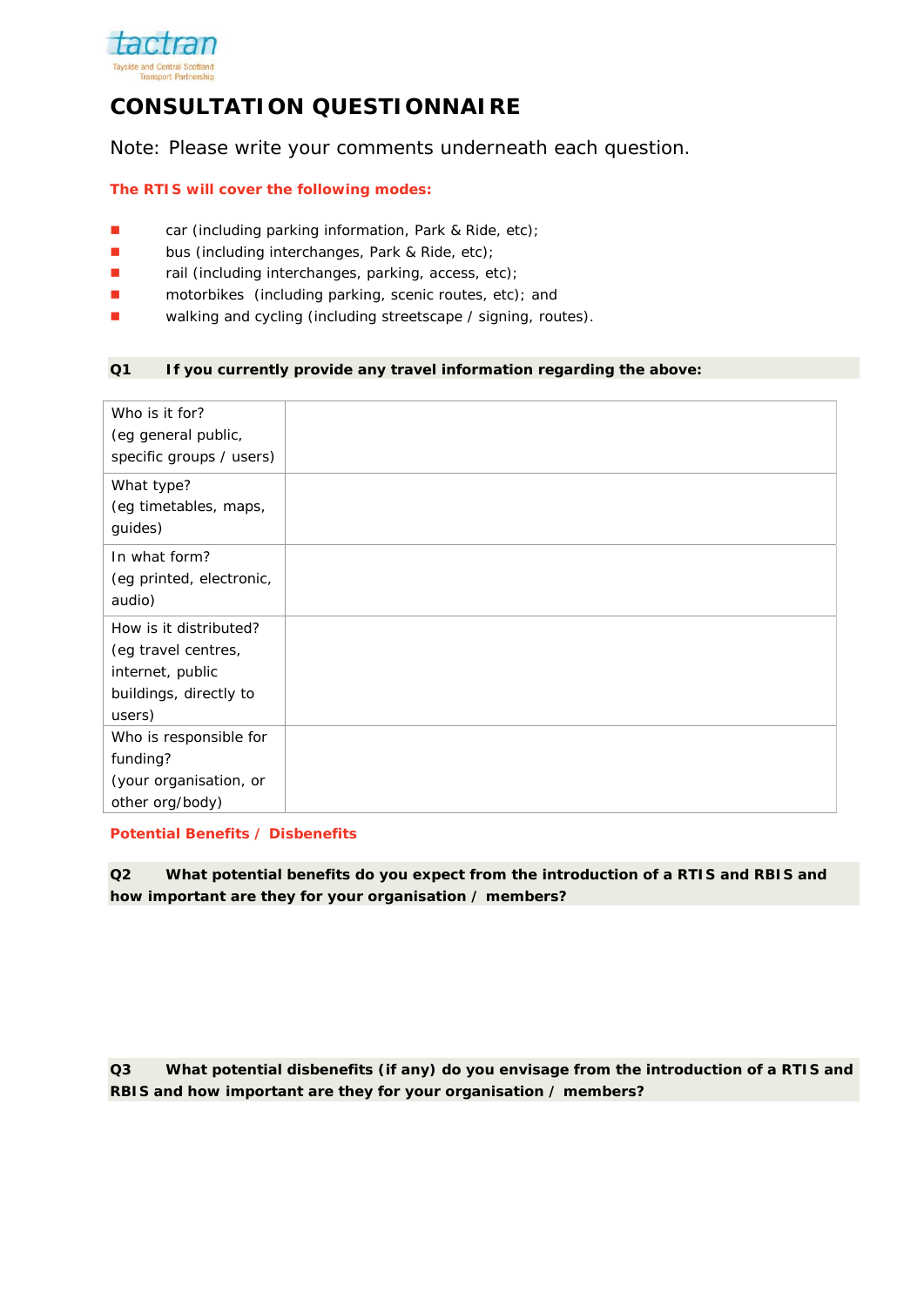tactran

Tayside and Central Scotland Transport Partnership

# CONSULTATION QUESTIONNAIRE

Note: Please write your comments underneath each question.

**The RTIS will cover the following modes:**

- car (including parking information, Park & Ride, etc);
- bus (including interchanges, Park & Ride, etc);
- rail (including interchanges, parking, access, etc);
- motorbikes (including parking, scenic routes, etc); and
- walking and cycling (including streetscape / signing, routes).

**Q1 If you currently provide any travel information regarding the above:**

| | |
|---|---|
| Who is it for? (eg general public, specific groups / users) | |
| What type? (eg timetables, maps, guides) | |
| In what form? (eg printed, electronic, audio) | |
| How is it distributed? (eg travel centres, internet, public buildings, directly to users) | |
| Who is responsible for funding? (your organisation, or other org/body) | |

**Potential Benefits / Disbenefits**

**Q2 What potential benefits do you expect from the introduction of a RTIS and RBIS and how important are they for your organisation / members?**

**Q3 What potential disbenefits (if any) do you envisage from the introduction of a RTIS and RBIS and how important are they for your organisation / members?**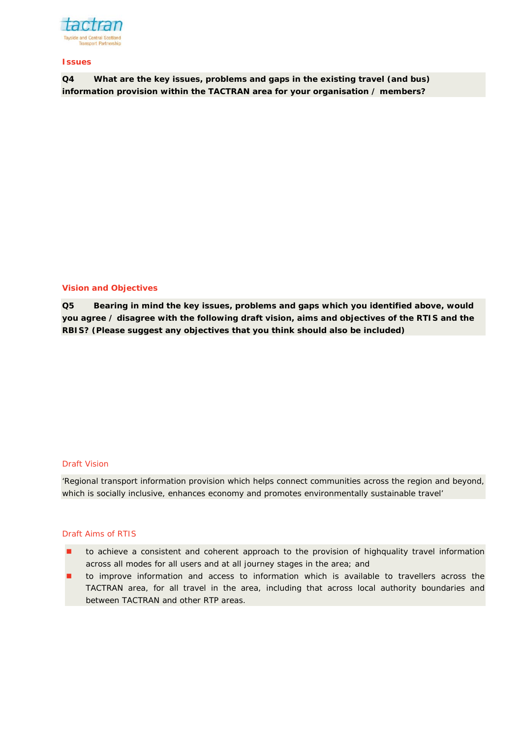## Issues

**Q4 What are the key issues, problems and gaps in the existing travel (and bus) information provision within the TACTRAN area for your organisation / members?**

## Vision and Objectives

**Q5 Bearing in mind the key issues, problems and gaps which you identified above, would you agree / disagree with the following draft vision, aims and objectives of the RTIS and the RBIS? (Please suggest any objectives that you think should also be included)**

### Draft Vision

'Regional transport information provision which helps connect communities across the region and beyond, which is socially inclusive, enhances economy and promotes environmentally sustainable travel'

### Draft Aims of RTIS

- to achieve a consistent and coherent approach to the provision of highquality travel information across all modes for all users and at all journey stages in the area; and
- to improve information and access to information which is available to travellers across the TACTRAN area, for all travel in the area, including that across local authority boundaries and between TACTRAN and other RTP areas.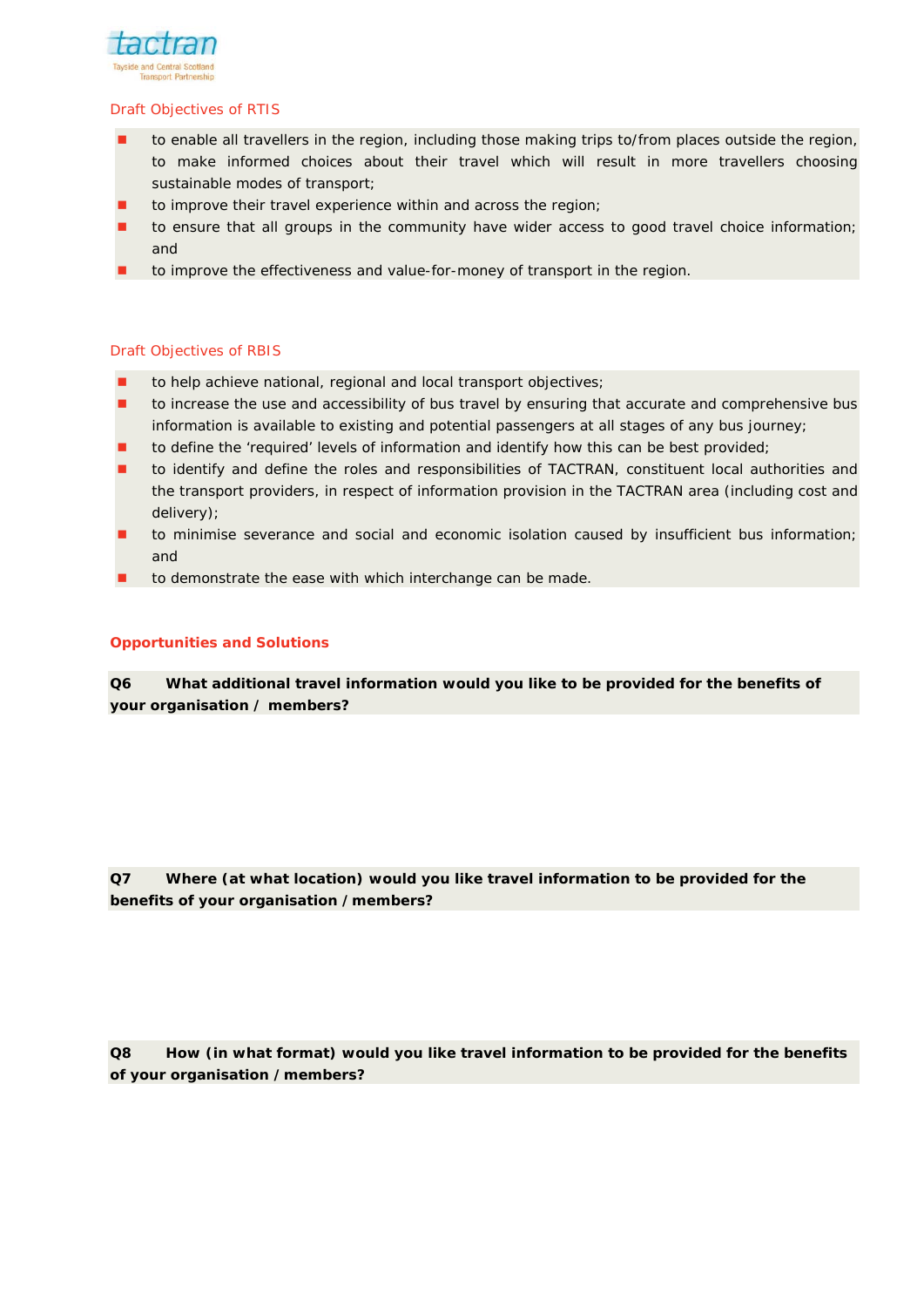Draft Objectives of RTIS

- to enable all travellers in the region, including those making trips to/from places outside the region, to make informed choices about their travel which will result in more travellers choosing sustainable modes of transport;
- to improve their travel experience within and across the region;
- to ensure that all groups in the community have wider access to good travel choice information; and
- to improve the effectiveness and value-for-money of transport in the region.

Draft Objectives of RBIS

- to help achieve national, regional and local transport objectives;
- to increase the use and accessibility of bus travel by ensuring that accurate and comprehensive bus information is available to existing and potential passengers at all stages of any bus journey;
- to define the 'required' levels of information and identify how this can be best provided;
- to identify and define the roles and responsibilities of TACTRAN, constituent local authorities and the transport providers, in respect of information provision in the TACTRAN area (including cost and delivery);
- to minimise severance and social and economic isolation caused by insufficient bus information; and
- to demonstrate the ease with which interchange can be made.

**Opportunities and Solutions**

**Q6 What additional travel information would you like to be provided for the benefits of your organisation / members?**

**Q7 Where (at what location) would you like travel information to be provided for the benefits of your organisation / members?**

**Q8 How (in what format) would you like travel information to be provided for the benefits of your organisation / members?**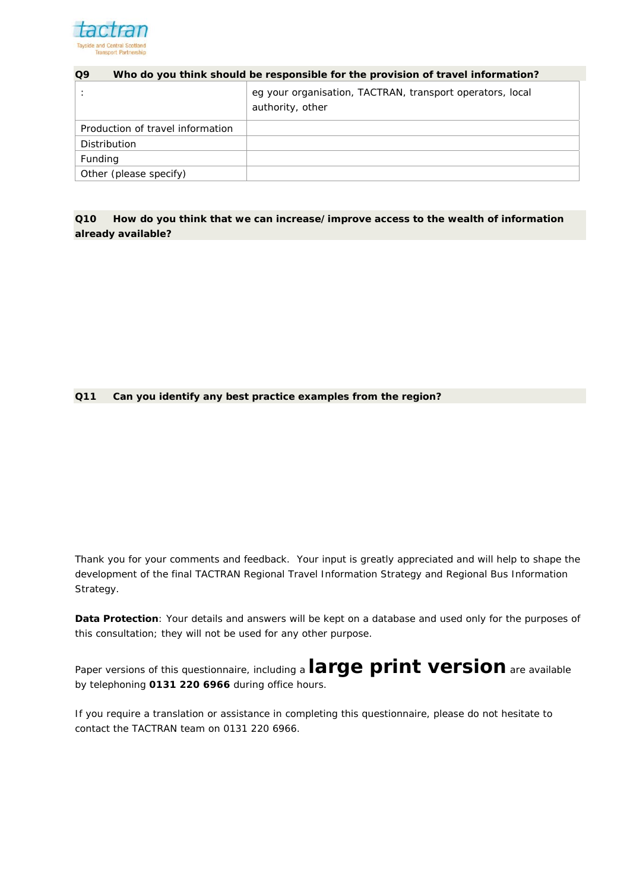**Q9 Who do you think should be responsible for the provision of travel information?**

| : | eg your organisation, TACTRAN, transport operators, local authority, other |
|---|---|
| Production of travel information | |
| Distribution | |
| Funding | |
| Other (please specify) | |

**Q10 How do you think that we can increase/improve access to the wealth of information already available?**

**Q11 Can you identify any best practice examples from the region?**

Thank you for your comments and feedback. Your input is greatly appreciated and will help to shape the development of the final TACTRAN Regional Travel Information Strategy and Regional Bus Information Strategy.

**Data Protection**: Your details and answers will be kept on a database and used only for the purposes of this consultation; they will not be used for any other purpose.

Paper versions of this questionnaire, including a **large print version** are available by telephoning **0131 220 6966** during office hours.

If you require a translation or assistance in completing this questionnaire, please do not hesitate to contact the TACTRAN team on 0131 220 6966.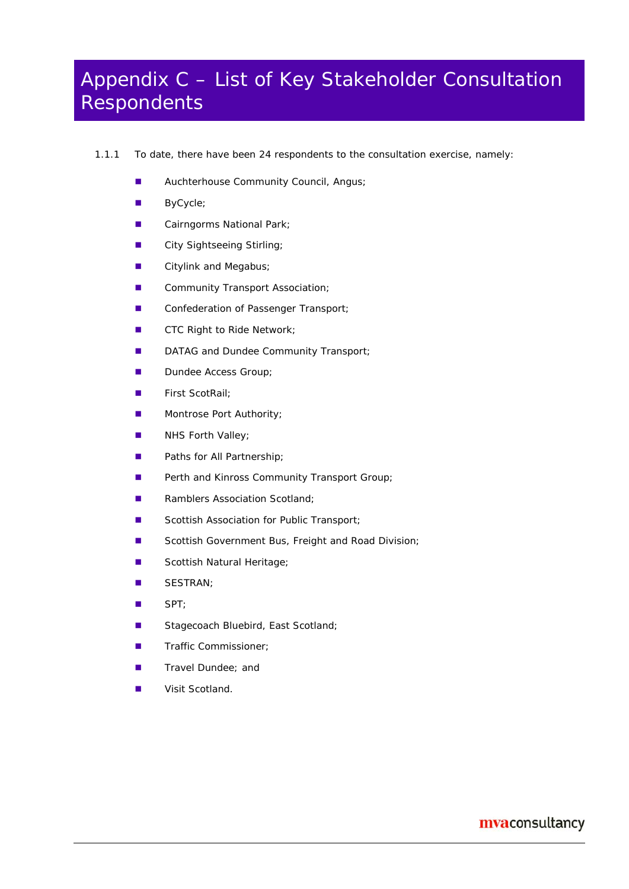# Appendix C – List of Key Stakeholder Consultation Respondents

1.1.1 To date, there have been 24 respondents to the consultation exercise, namely:

- Auchterhouse Community Council, Angus;
- ByCycle;
- Cairngorms National Park;
- City Sightseeing Stirling;
- Citylink and Megabus;
- Community Transport Association;
- Confederation of Passenger Transport;
- CTC Right to Ride Network;
- DATAG and Dundee Community Transport;
- Dundee Access Group;
- First ScotRail;
- Montrose Port Authority;
- NHS Forth Valley;
- Paths for All Partnership;
- Perth and Kinross Community Transport Group;
- Ramblers Association Scotland;
- Scottish Association for Public Transport;
- Scottish Government Bus, Freight and Road Division;
- Scottish Natural Heritage;
- SESTRAN;
- SPT;
- Stagecoach Bluebird, East Scotland;
- Traffic Commissioner;
- Travel Dundee; and
- Visit Scotland.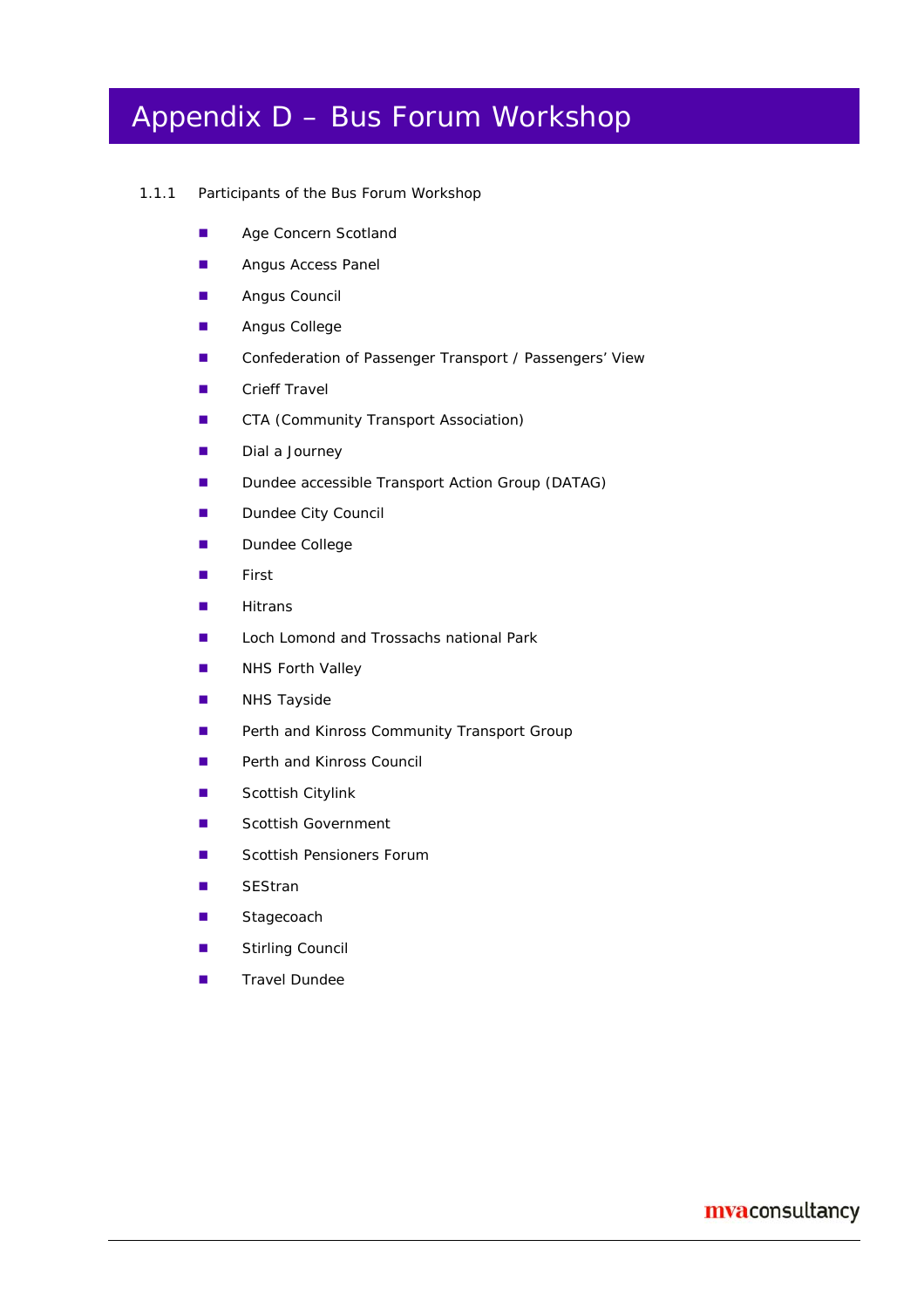# Appendix D – Bus Forum Workshop

1.1.1 Participants of the Bus Forum Workshop

- Age Concern Scotland
- Angus Access Panel
- Angus Council
- Angus College
- Confederation of Passenger Transport / Passengers' View
- Crieff Travel
- CTA (Community Transport Association)
- Dial a Journey
- Dundee accessible Transport Action Group (DATAG)
- Dundee City Council
- Dundee College
- First
- Hitrans
- Loch Lomond and Trossachs national Park
- NHS Forth Valley
- NHS Tayside
- Perth and Kinross Community Transport Group
- Perth and Kinross Council
- Scottish Citylink
- Scottish Government
- Scottish Pensioners Forum
- SEStran
- Stagecoach
- Stirling Council
- Travel Dundee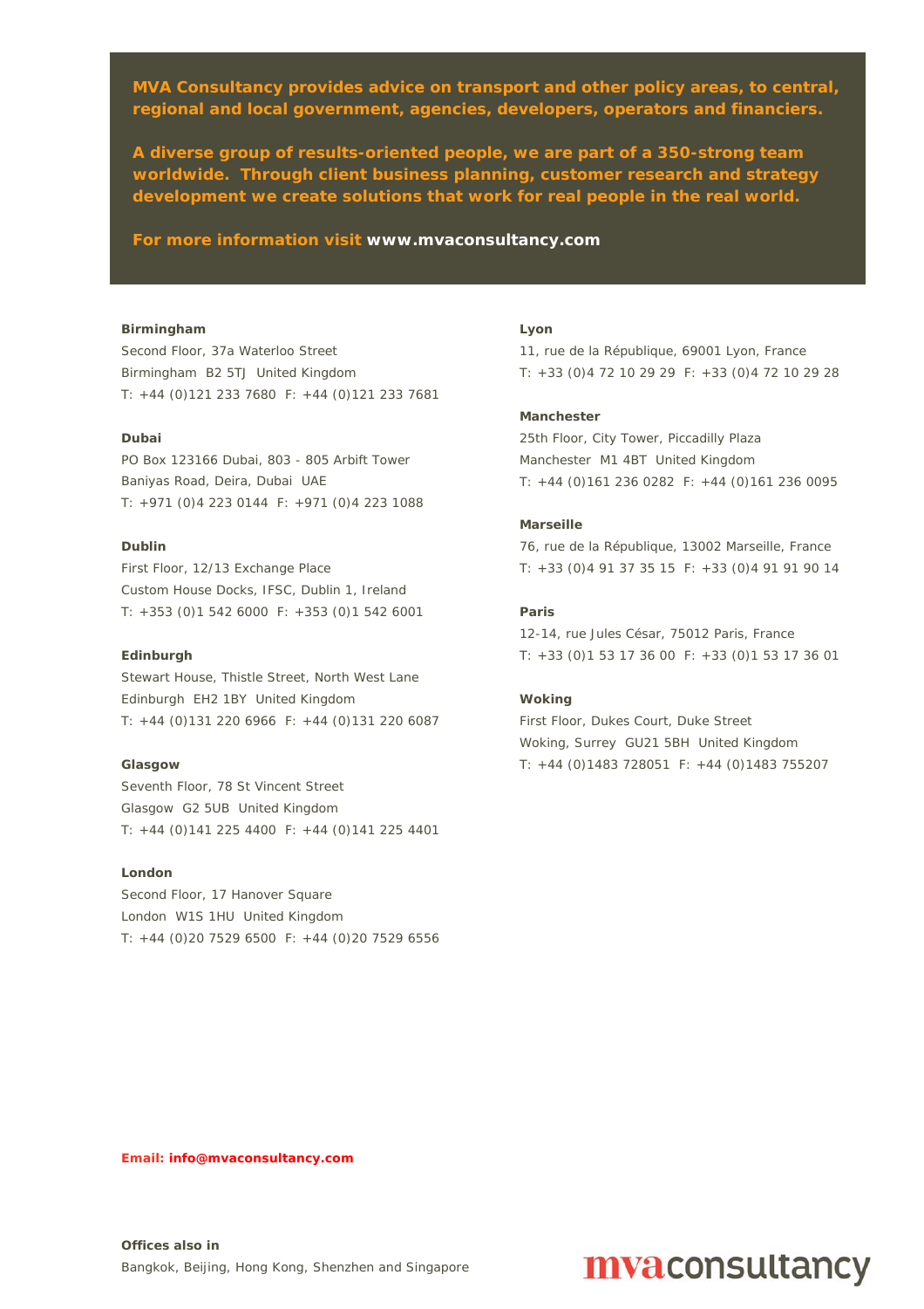**MVA Consultancy provides advice on transport and other policy areas, to central, regional and local government, agencies, developers, operators and financiers.**

**A diverse group of results-oriented people, we are part of a 350-strong team worldwide. Through client business planning, customer research and strategy development we create solutions that work for real people in the real world.**

**For more information visit www.mvaconsultancy.com**

**Birmingham**
Second Floor, 37a Waterloo Street
Birmingham B2 5TJ United Kingdom
T: +44 (0)121 233 7680 F: +44 (0)121 233 7681

**Dubai**
PO Box 123166 Dubai, 803 - 805 Arbift Tower
Baniyas Road, Deira, Dubai UAE
T: +971 (0)4 223 0144 F: +971 (0)4 223 1088

**Dublin**
First Floor, 12/13 Exchange Place
Custom House Docks, IFSC, Dublin 1, Ireland
T: +353 (0)1 542 6000 F: +353 (0)1 542 6001

**Edinburgh**
Stewart House, Thistle Street, North West Lane
Edinburgh EH2 1BY United Kingdom
T: +44 (0)131 220 6966 F: +44 (0)131 220 6087

**Glasgow**
Seventh Floor, 78 St Vincent Street
Glasgow G2 5UB United Kingdom
T: +44 (0)141 225 4400 F: +44 (0)141 225 4401

**London**
Second Floor, 17 Hanover Square
London W1S 1HU United Kingdom
T: +44 (0)20 7529 6500 F: +44 (0)20 7529 6556

**Lyon**
11, rue de la République, 69001 Lyon, France
T: +33 (0)4 72 10 29 29 F: +33 (0)4 72 10 29 28

**Manchester**
25th Floor, City Tower, Piccadilly Plaza
Manchester M1 4BT United Kingdom
T: +44 (0)161 236 0282 F: +44 (0)161 236 0095

**Marseille**
76, rue de la République, 13002 Marseille, France
T: +33 (0)4 91 37 35 15 F: +33 (0)4 91 91 90 14

**Paris**
12-14, rue Jules César, 75012 Paris, France
T: +33 (0)1 53 17 36 00 F: +33 (0)1 53 17 36 01

**Woking**
First Floor, Dukes Court, Duke Street
Woking, Surrey GU21 5BH United Kingdom
T: +44 (0)1483 728051 F: +44 (0)1483 755207

**Email: info@mvaconsultancy.com**

**Offices also in**
Bangkok, Beijing, Hong Kong, Shenzhen and Singapore

mvaconsultancy